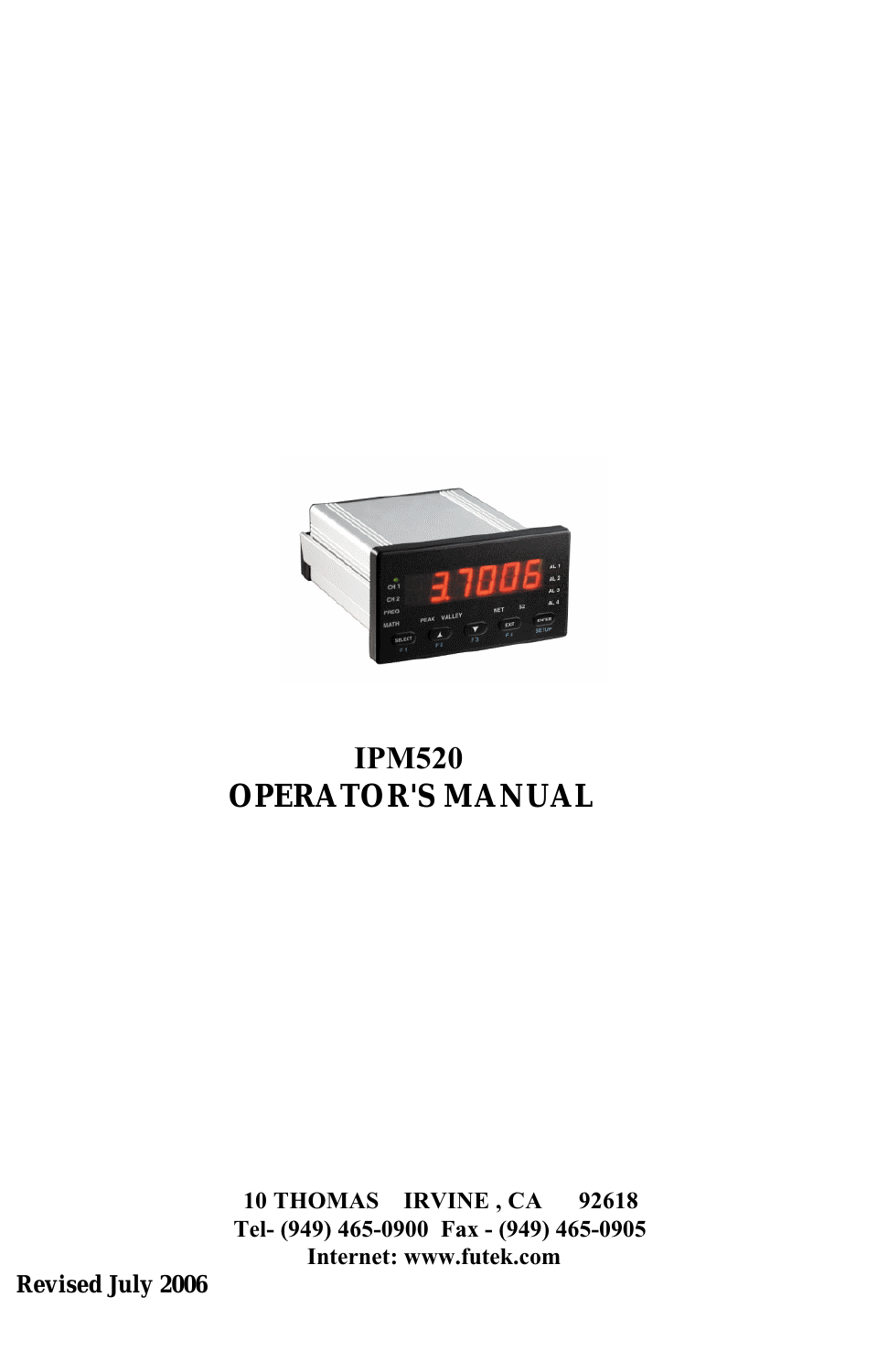# IPM520
# OPERATOR'S MANUAL

**10 THOMAS IRVINE , CA 92618**
**Tel- (949) 465-0900 Fax - (949) 465-0905**
**Internet: www.futek.com**

**Revised July 2006**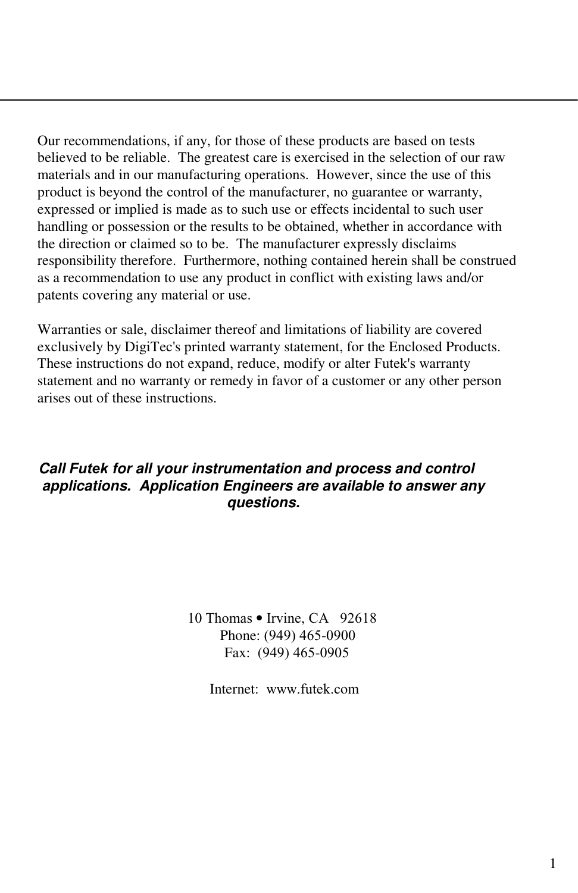Our recommendations, if any, for those of these products are based on tests believed to be reliable. The greatest care is exercised in the selection of our raw materials and in our manufacturing operations. However, since the use of this product is beyond the control of the manufacturer, no guarantee or warranty, expressed or implied is made as to such use or effects incidental to such user handling or possession or the results to be obtained, whether in accordance with the direction or claimed so to be. The manufacturer expressly disclaims responsibility therefore. Furthermore, nothing contained herein shall be construed as a recommendation to use any product in conflict with existing laws and/or patents covering any material or use.

Warranties or sale, disclaimer thereof and limitations of liability are covered exclusively by DigiTec's printed warranty statement, for the Enclosed Products. These instructions do not expand, reduce, modify or alter Futek's warranty statement and no warranty or remedy in favor of a customer or any other person arises out of these instructions.

***Call Futek for all your instrumentation and process and control applications. Application Engineers are available to answer any questions.***

10 Thomas • Irvine, CA 92618
Phone: (949) 465-0900
Fax: (949) 465-0905

Internet: www.futek.com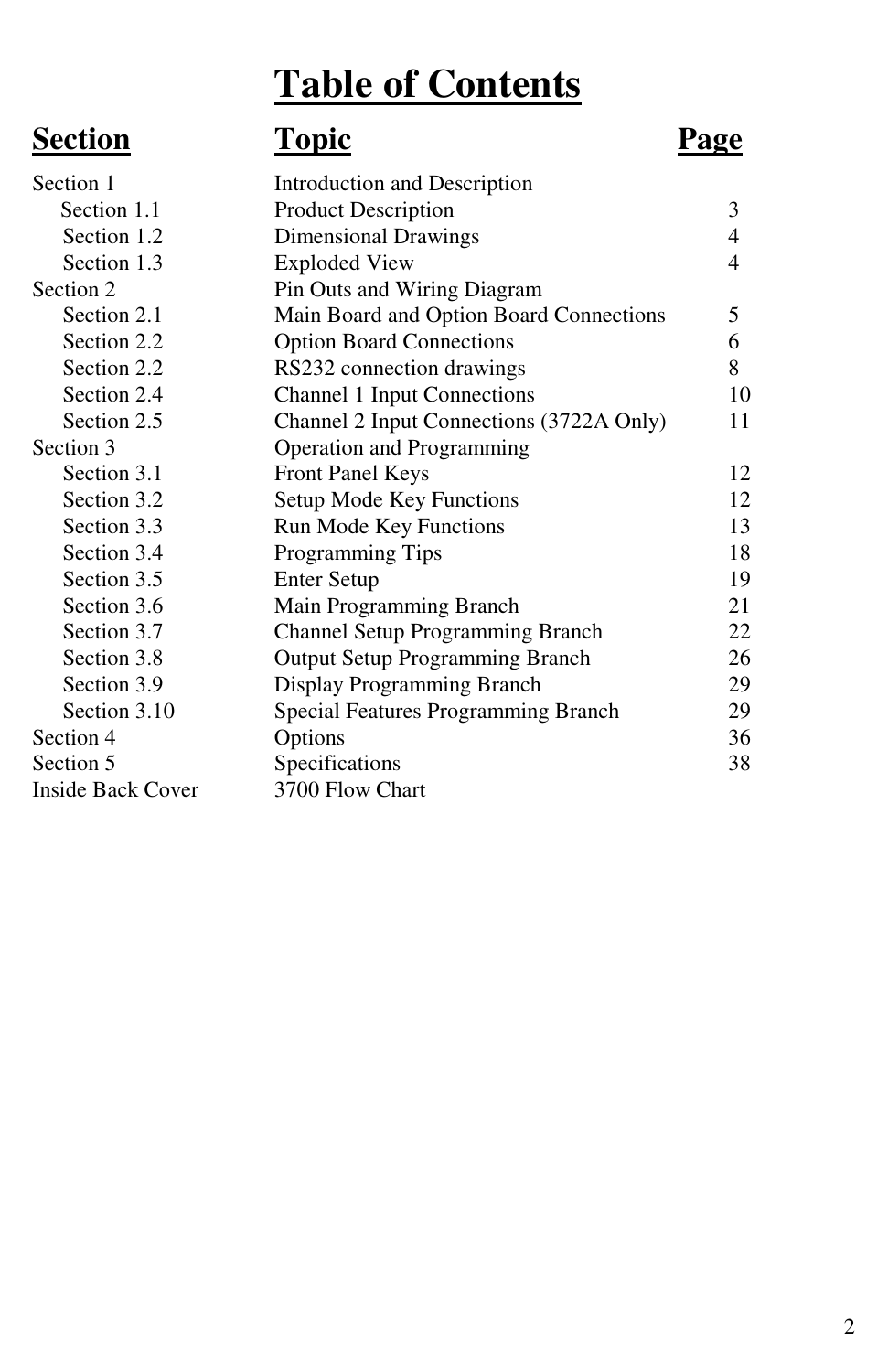# Table of Contents

| Section | Topic | Page |
|---|---|---|
| Section 1 | Introduction and Description | |
| Section 1.1 | Product Description | 3 |
| Section 1.2 | Dimensional Drawings | 4 |
| Section 1.3 | Exploded View | 4 |
| Section 2 | Pin Outs and Wiring Diagram | |
| Section 2.1 | Main Board and Option Board Connections | 5 |
| Section 2.2 | Option Board Connections | 6 |
| Section 2.2 | RS232 connection drawings | 8 |
| Section 2.4 | Channel 1 Input Connections | 10 |
| Section 2.5 | Channel 2 Input Connections (3722A Only) | 11 |
| Section 3 | Operation and Programming | |
| Section 3.1 | Front Panel Keys | 12 |
| Section 3.2 | Setup Mode Key Functions | 12 |
| Section 3.3 | Run Mode Key Functions | 13 |
| Section 3.4 | Programming Tips | 18 |
| Section 3.5 | Enter Setup | 19 |
| Section 3.6 | Main Programming Branch | 21 |
| Section 3.7 | Channel Setup Programming Branch | 22 |
| Section 3.8 | Output Setup Programming Branch | 26 |
| Section 3.9 | Display Programming Branch | 29 |
| Section 3.10 | Special Features Programming Branch | 29 |
| Section 4 | Options | 36 |
| Section 5 | Specifications | 38 |
| Inside Back Cover | 3700 Flow Chart | |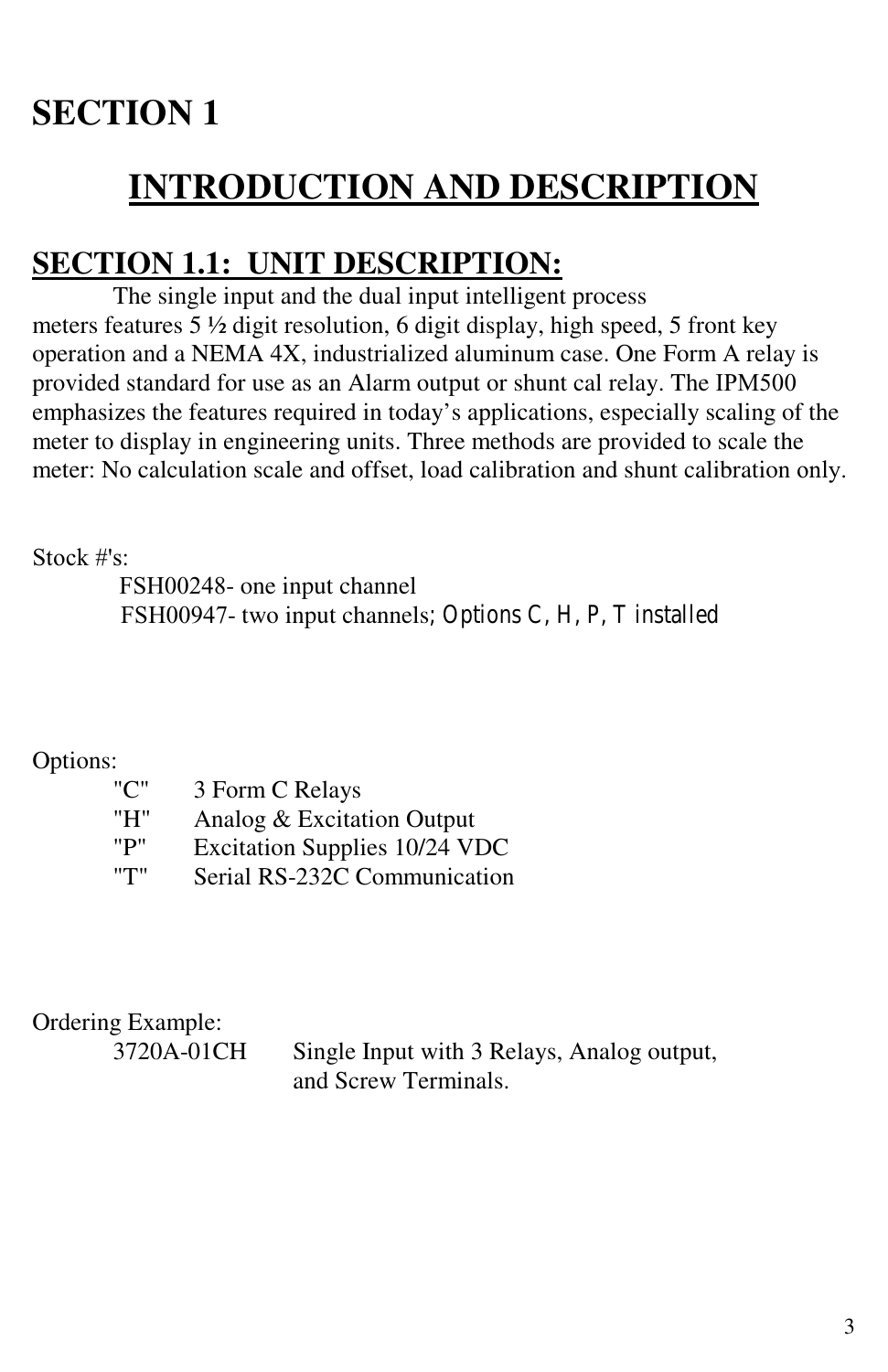# SECTION 1

# INTRODUCTION AND DESCRIPTION

## SECTION 1.1: UNIT DESCRIPTION:

The single input and the dual input intelligent process meters features 5 ½ digit resolution, 6 digit display, high speed, 5 front key operation and a NEMA 4X, industrialized aluminum case. One Form A relay is provided standard for use as an Alarm output or shunt cal relay. The IPM500 emphasizes the features required in today's applications, especially scaling of the meter to display in engineering units. Three methods are provided to scale the meter: No calculation scale and offset, load calibration and shunt calibration only.

Stock #'s:

FSH00248- one input channel

FSH00947- two input channels; Options C, H, P, T installed

Options:

| | |
|---|---|
| "C" | 3 Form C Relays |
| "H" | Analog & Excitation Output |
| "P" | Excitation Supplies 10/24 VDC |
| "T" | Serial RS-232C Communication |

Ordering Example:

3720A-01CH Single Input with 3 Relays, Analog output, and Screw Terminals.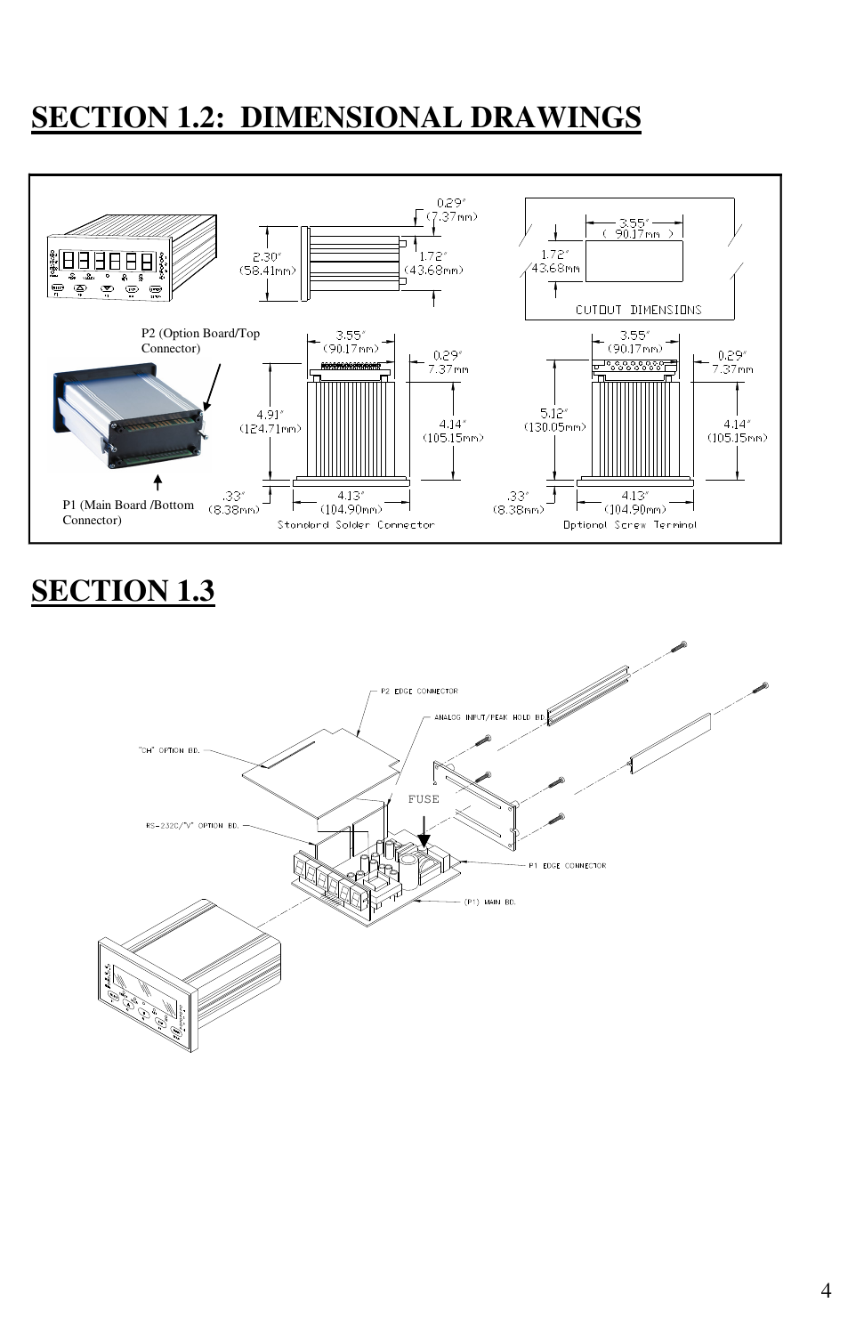# SECTION 1.2: DIMENSIONAL DRAWINGS

P2 (Option Board/Top Connector)

P1 (Main Board /Bottom Connector)

2.30"
(58.41mm)

0.29"
(7.37mm)

1.72"
(43.68mm)

3.55"
( 90.17mm )

1.72"
43.68mm

CUTOUT DIMENSIONS

3.55"
(90.17mm)

0.29"
7.37mm

4.91"
(124.71mm)

4.14"
(105.15mm)

.33"
(8.38mm)

4.13"
(104.90mm)

Standard Solder Connector

3.55"
(90.17mm)

0.29"
7.37mm

5.12"
(130.05mm)

4.14"
(105.15mm)

.33"
(8.38mm)

4.13"
(104.90mm)

Optional Screw Terminal

# SECTION 1.3

P2 EDGE CONNECTOR

ANALOG INPUT/PEAK HOLD BD.

"CH" OPTION BD.

FUSE

RS-232C/"V" OPTION BD.

P1 EDGE CONNECTOR

(P1) MAIN BD.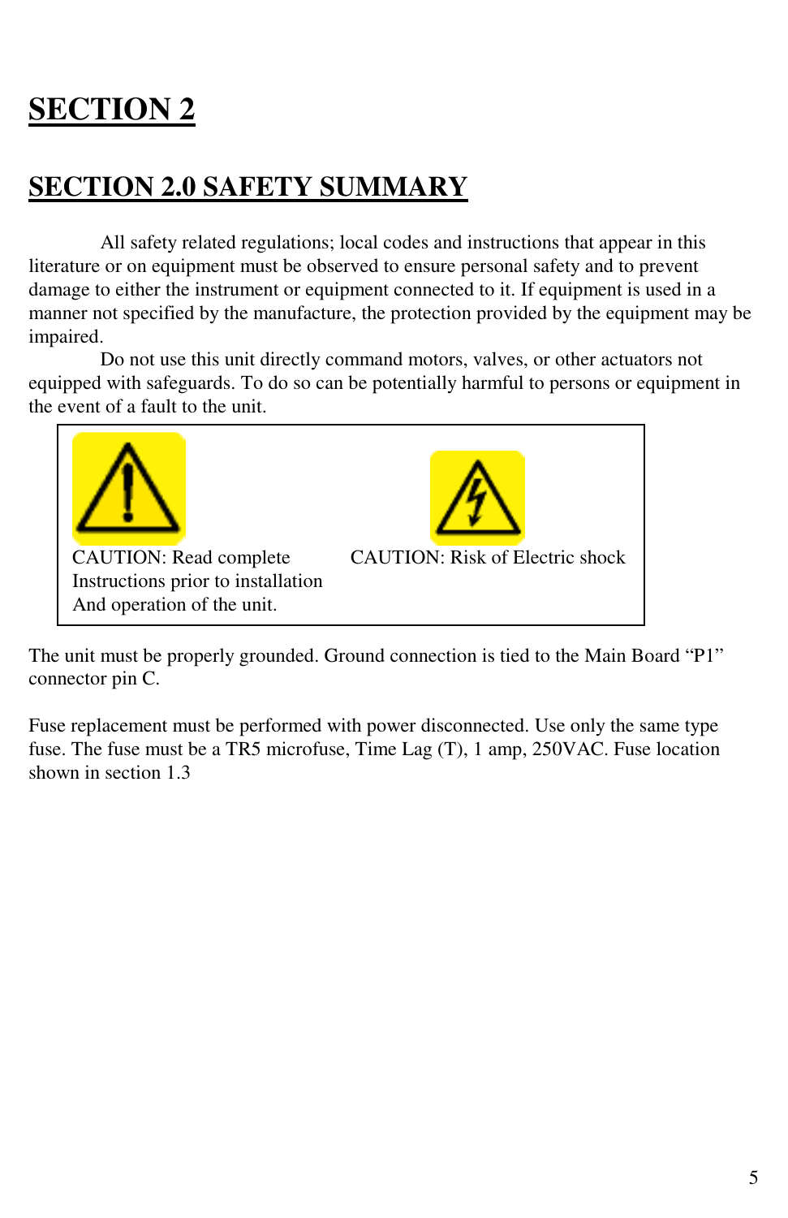# SECTION 2

## SECTION 2.0 SAFETY SUMMARY

All safety related regulations; local codes and instructions that appear in this literature or on equipment must be observed to ensure personal safety and to prevent damage to either the instrument or equipment connected to it. If equipment is used in a manner not specified by the manufacture, the protection provided by the equipment may be impaired.

Do not use this unit directly command motors, valves, or other actuators not equipped with safeguards. To do so can be potentially harmful to persons or equipment in the event of a fault to the unit.

| CAUTION: Read complete Instructions prior to installation And operation of the unit. | CAUTION: Risk of Electric shock |
|---|---|

The unit must be properly grounded. Ground connection is tied to the Main Board “P1” connector pin C.

Fuse replacement must be performed with power disconnected. Use only the same type fuse. The fuse must be a TR5 microfuse, Time Lag (T), 1 amp, 250VAC. Fuse location shown in section 1.3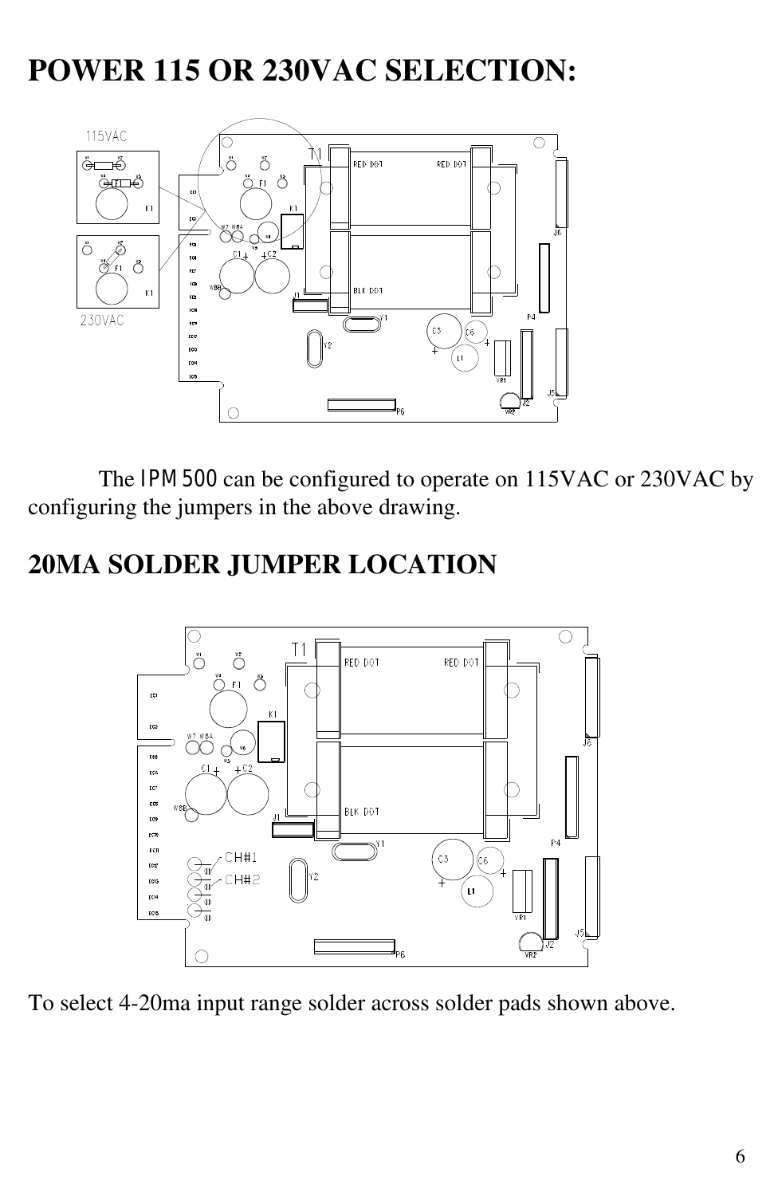# POWER 115 OR 230VAC SELECTION:

The IPM500 can be configured to operate on 115VAC or 230VAC by configuring the jumpers in the above drawing.

# 20MA SOLDER JUMPER LOCATION

To select 4-20ma input range solder across solder pads shown above.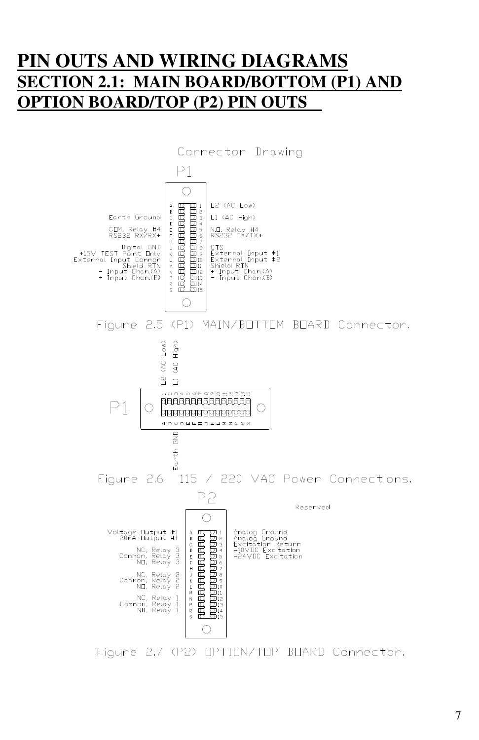# PIN OUTS AND WIRING DIAGRAMS

## SECTION 2.1: MAIN BOARD/BOTTOM (P1) AND OPTION BOARD/TOP (P2) PIN OUTS

Connector Drawing

P1

| Left Label | Pin | Pin | Right Label |
|---|---|---|---|
| | A | 1 | L2 (AC Low) |
| | B | 2 | |
| Earth Ground | C | 3 | L1 (AC High) |
| | D | 4 | |
| COM, Relay #4 | E | 5 | N.O. Relay #4 |
| RS232 RX/RX+ | F | 6 | RS232 TX/TX+ |
| | H | 7 | |
| Digital GND | J | 8 | CTS |
| +15V TEST Point Only | K | 9 | External Input #1 |
| External Input Common | L | 10 | External Input #2 |
| Shield RTN | M | 11 | Shield RTN |
| - Input Chan.(A) | N | 12 | + Input Chan.(A) |
| + Input Chan.(B) | P | 13 | - Input Chan.(B) |
| | R | 14 | |
| | S | 15 | |

Figure 2.5 (P1) MAIN/BOTTOM BOARD Connector.

P1: L2 (AC Low) – pin 1; L1 (AC High) – pin 3; Earth GND – pin C

Figure 2.6 115 / 220 VAC Power Connections.

P2

| Left Label | Pin | Pin | Right Label |
|---|---|---|---|
| Voltage Output #1 | A | 1 | Analog Ground |
| 20mA Output #1 | B | 2 | Analog Ground |
| | C | 3 | Excitation Return |
| NC, Relay 3 | D | 4 | +10VDC Excitation |
| Common, Relay 3 | E | 5 | +24VDC Excitation |
| NO, Relay 3 | F | 6 | |
| | H | 7 | |
| NC, Relay 2 | J | 8 | |
| Common, Relay 2 | K | 9 | |
| NO, Relay 2 | L | 10 | |
| | M | 11 | |
| NC, Relay 1 | N | 12 | |
| Common, Relay 1 | P | 13 | |
| NO, Relay 1 | R | 14 | |
| | S | 15 | |

Reserved

Figure 2.7 (P2) OPTION/TOP BOARD Connector.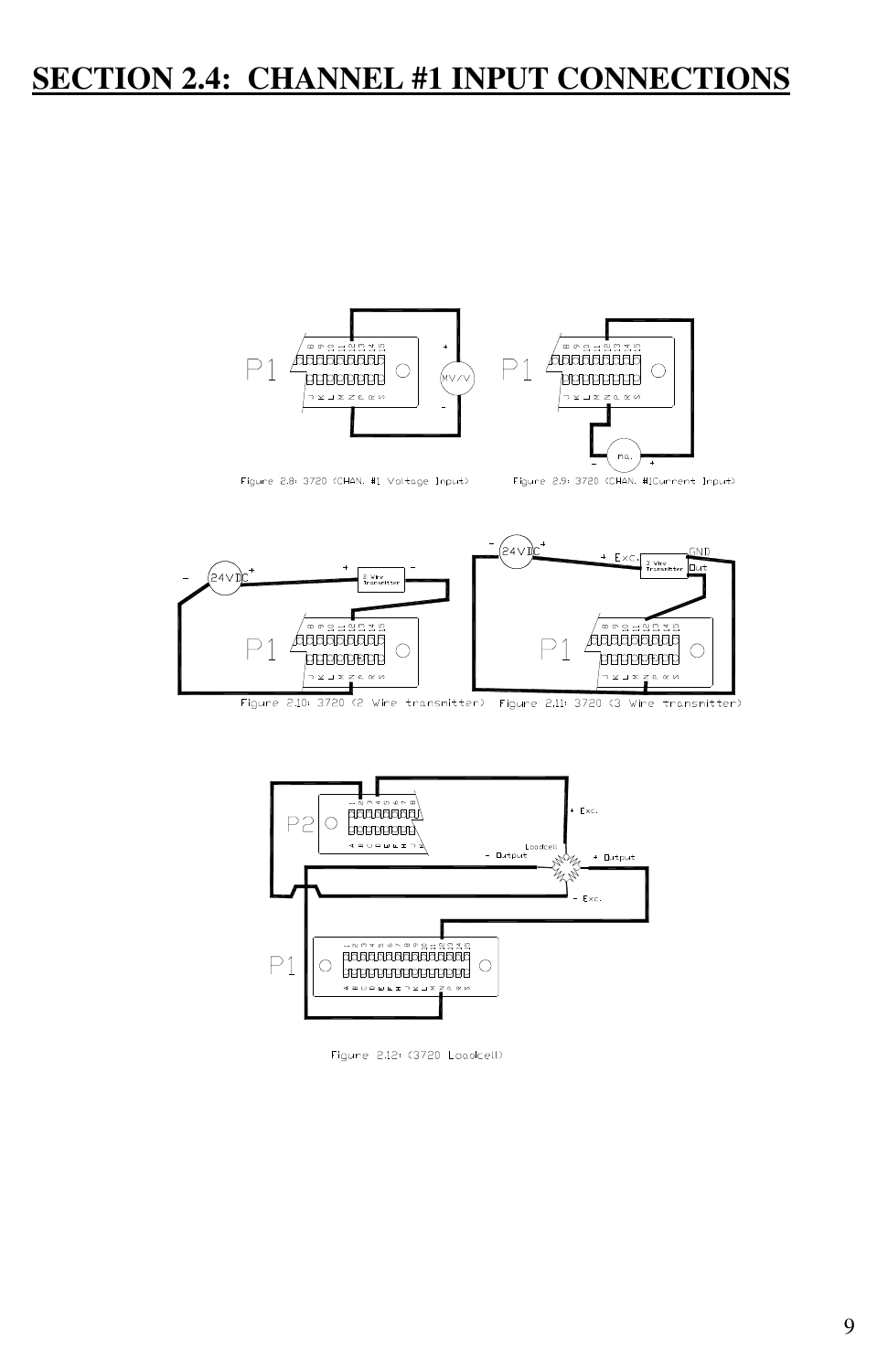# SECTION 2.4: CHANNEL #1 INPUT CONNECTIONS

Figure 2.8: 3720 (CHAN. #1 Voltage Input)

Figure 2.9: 3720 (CHAN. #1Current Input)

Figure 2.10: 3720 (2 Wire transmitter)

Figure 2.11: 3720 (3 Wire transmitter)

Figure 2.12: (3720 Loadcell)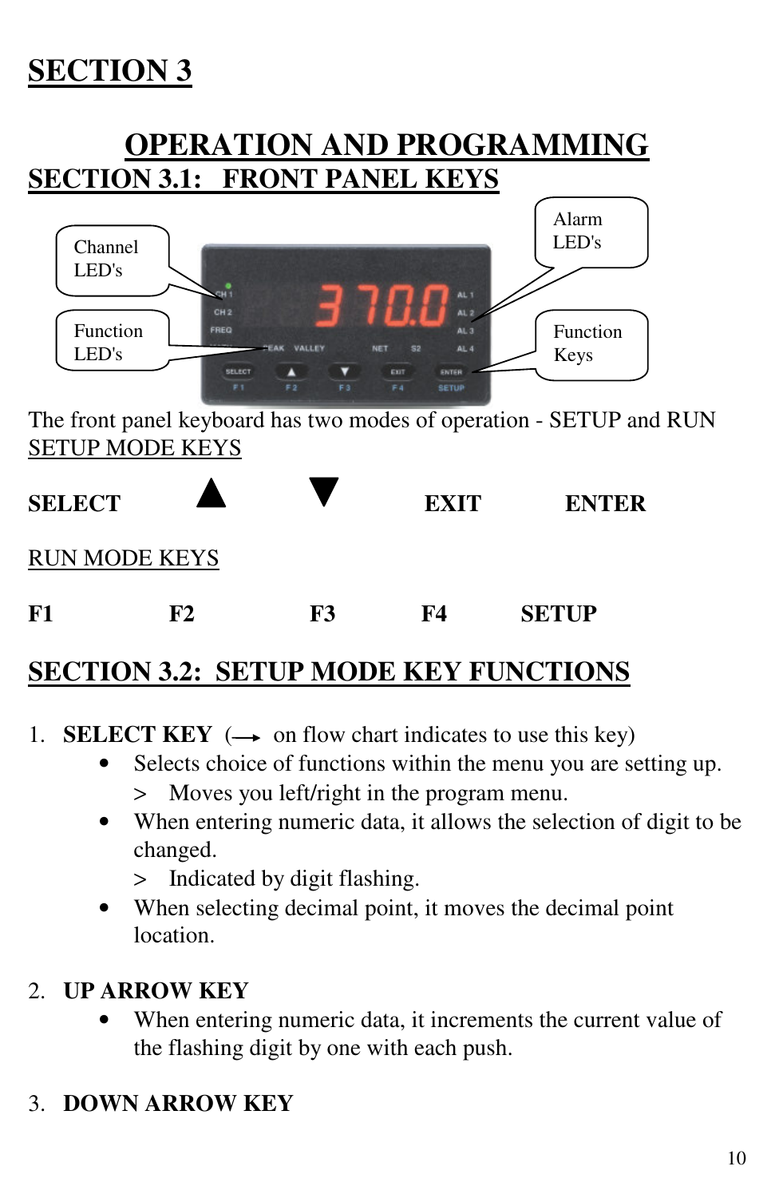# SECTION 3

# OPERATION AND PROGRAMMING

## SECTION 3.1: FRONT PANEL KEYS

The front panel keyboard has two modes of operation - SETUP and RUN

SETUP MODE KEYS

**SELECT** ▲ ▼ **EXIT** **ENTER**

RUN MODE KEYS

**F1** **F2** **F3** **F4** **SETUP**

## SECTION 3.2: SETUP MODE KEY FUNCTIONS

1. **SELECT KEY** (⟶ on flow chart indicates to use this key)
   - Selects choice of functions within the menu you are setting up.
     > Moves you left/right in the program menu.
   - When entering numeric data, it allows the selection of digit to be changed.
     > Indicated by digit flashing.
   - When selecting decimal point, it moves the decimal point location.

2. **UP ARROW KEY**
   - When entering numeric data, it increments the current value of the flashing digit by one with each push.

3. **DOWN ARROW KEY**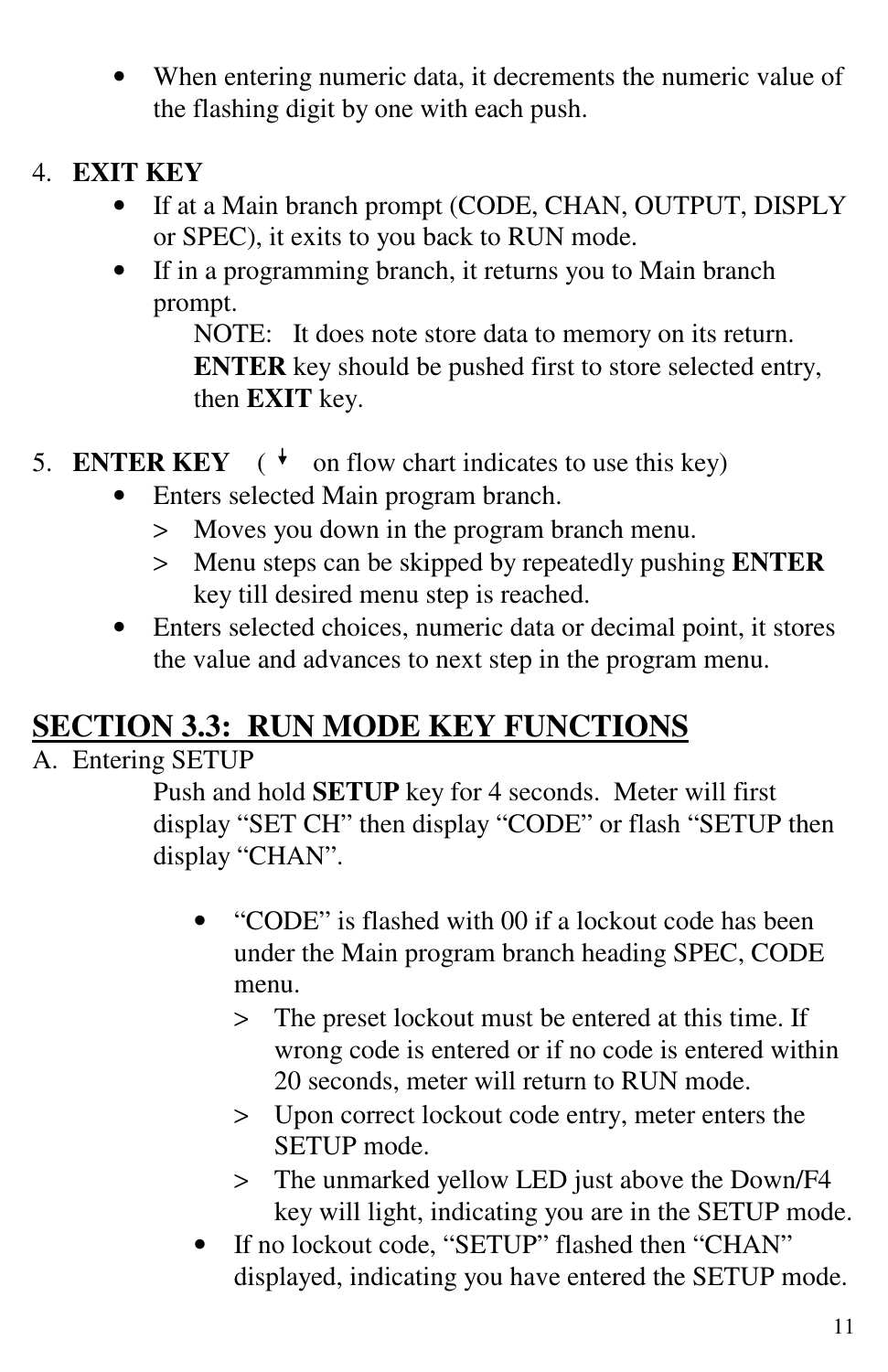- When entering numeric data, it decrements the numeric value of the flashing digit by one with each push.

4. **EXIT KEY**
   - If at a Main branch prompt (CODE, CHAN, OUTPUT, DISPLY or SPEC), it exits to you back to RUN mode.
   - If in a programming branch, it returns you to Main branch prompt.

     NOTE: It does note store data to memory on its return. **ENTER** key should be pushed first to store selected entry, then **EXIT** key.

5. **ENTER KEY** ( ↓ on flow chart indicates to use this key)
   - Enters selected Main program branch.
     > Moves you down in the program branch menu.
     > Menu steps can be skipped by repeatedly pushing **ENTER** key till desired menu step is reached.
   - Enters selected choices, numeric data or decimal point, it stores the value and advances to next step in the program menu.

## SECTION 3.3: RUN MODE KEY FUNCTIONS

A. Entering SETUP

Push and hold **SETUP** key for 4 seconds. Meter will first display "SET CH" then display "CODE" or flash "SETUP then display "CHAN".

- "CODE" is flashed with 00 if a lockout code has been under the Main program branch heading SPEC, CODE menu.
  > The preset lockout must be entered at this time. If wrong code is entered or if no code is entered within 20 seconds, meter will return to RUN mode.
  > Upon correct lockout code entry, meter enters the SETUP mode.
  > The unmarked yellow LED just above the Down/F4 key will light, indicating you are in the SETUP mode.
- If no lockout code, "SETUP" flashed then "CHAN" displayed, indicating you have entered the SETUP mode.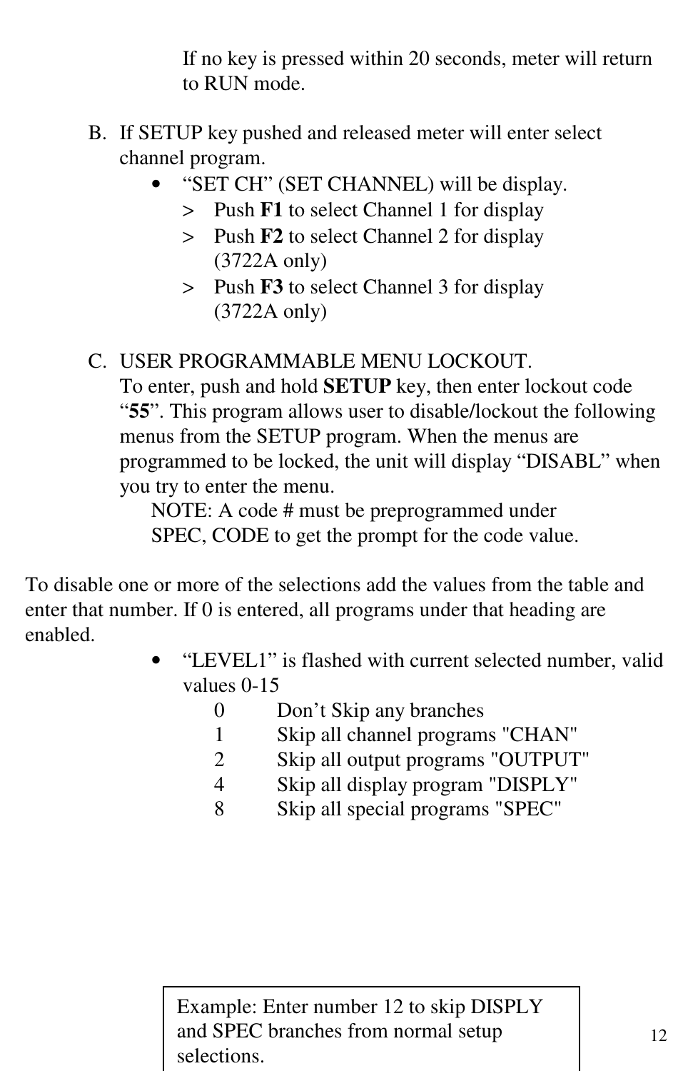If no key is pressed within 20 seconds, meter will return to RUN mode.

B. If SETUP key pushed and released meter will enter select channel program.
   - “SET CH” (SET CHANNEL) will be display.
     > Push **F1** to select Channel 1 for display
     > Push **F2** to select Channel 2 for display (3722A only)
     > Push **F3** to select Channel 3 for display (3722A only)

C. USER PROGRAMMABLE MENU LOCKOUT.
   To enter, push and hold **SETUP** key, then enter lockout code “**55**”. This program allows user to disable/lockout the following menus from the SETUP program. When the menus are programmed to be locked, the unit will display “DISABL” when you try to enter the menu.
   NOTE: A code # must be preprogrammed under SPEC, CODE to get the prompt for the code value.

To disable one or more of the selections add the values from the table and enter that number. If 0 is entered, all programs under that heading are enabled.

- “LEVEL1” is flashed with current selected number, valid values 0-15

| | |
|---|---|
| 0 | Don’t Skip any branches |
| 1 | Skip all channel programs "CHAN" |
| 2 | Skip all output programs "OUTPUT" |
| 4 | Skip all display program "DISPLY" |
| 8 | Skip all special programs "SPEC" |

Example: Enter number 12 to skip DISPLY and SPEC branches from normal setup selections.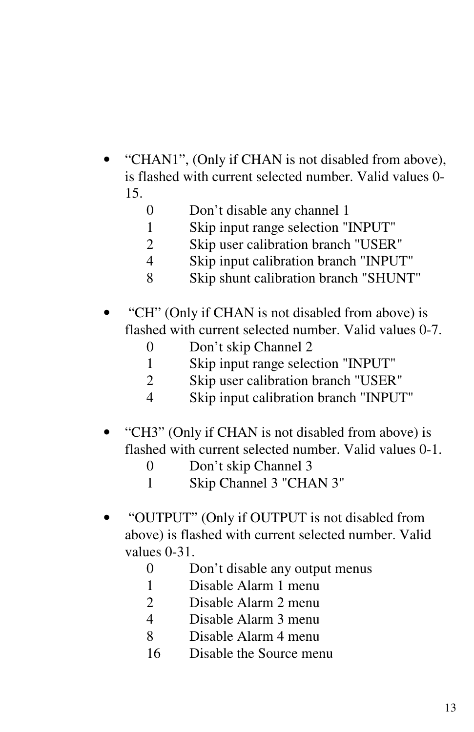- "CHAN1", (Only if CHAN is not disabled from above), is flashed with current selected number. Valid values 0-15.

  0 Don't disable any channel 1
  1 Skip input range selection "INPUT"
  2 Skip user calibration branch "USER"
  4 Skip input calibration branch "INPUT"
  8 Skip shunt calibration branch "SHUNT"

- "CH" (Only if CHAN is not disabled from above) is flashed with current selected number. Valid values 0-7.

  0 Don't skip Channel 2
  1 Skip input range selection "INPUT"
  2 Skip user calibration branch "USER"
  4 Skip input calibration branch "INPUT"

- "CH3" (Only if CHAN is not disabled from above) is flashed with current selected number. Valid values 0-1.

  0 Don't skip Channel 3
  1 Skip Channel 3 "CHAN 3"

- "OUTPUT" (Only if OUTPUT is not disabled from above) is flashed with current selected number. Valid values 0-31.

  0 Don't disable any output menus
  1 Disable Alarm 1 menu
  2 Disable Alarm 2 menu
  4 Disable Alarm 3 menu
  8 Disable Alarm 4 menu
  16 Disable the Source menu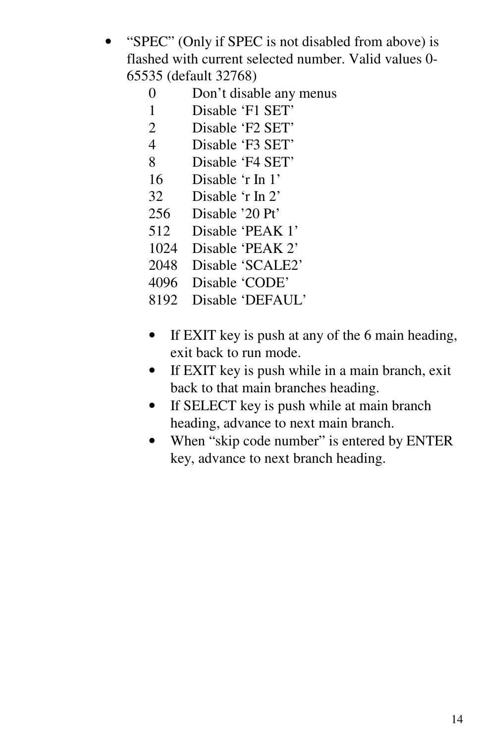- "SPEC" (Only if SPEC is not disabled from above) is flashed with current selected number. Valid values 0-65535 (default 32768)

| | |
|---|---|
| 0 | Don't disable any menus |
| 1 | Disable 'F1 SET' |
| 2 | Disable 'F2 SET' |
| 4 | Disable 'F3 SET' |
| 8 | Disable 'F4 SET' |
| 16 | Disable 'r In 1' |
| 32 | Disable 'r In 2' |
| 256 | Disable '20 Pt' |
| 512 | Disable 'PEAK 1' |
| 1024 | Disable 'PEAK 2' |
| 2048 | Disable 'SCALE2' |
| 4096 | Disable 'CODE' |
| 8192 | Disable 'DEFAUL' |

  - If EXIT key is push at any of the 6 main heading, exit back to run mode.
  - If EXIT key is push while in a main branch, exit back to that main branches heading.
  - If SELECT key is push while at main branch heading, advance to next main branch.
  - When "skip code number" is entered by ENTER key, advance to next branch heading.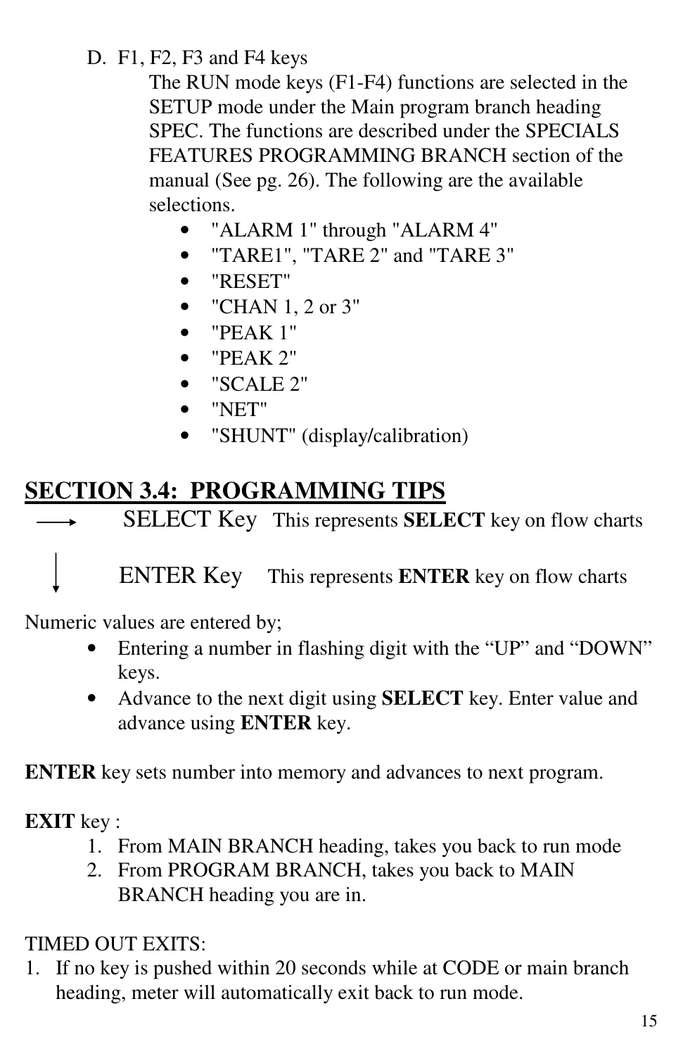D. F1, F2, F3 and F4 keys

The RUN mode keys (F1-F4) functions are selected in the SETUP mode under the Main program branch heading SPEC. The functions are described under the SPECIALS FEATURES PROGRAMMING BRANCH section of the manual (See pg. 26). The following are the available selections.

- "ALARM 1" through "ALARM 4"
- "TARE1", "TARE 2" and "TARE 3"
- "RESET"
- "CHAN 1, 2 or 3"
- "PEAK 1"
- "PEAK 2"
- "SCALE 2"
- "NET"
- "SHUNT" (display/calibration)

## SECTION 3.4: PROGRAMMING TIPS

→ SELECT Key   This represents **SELECT** key on flow charts

↓ ENTER Key   This represents **ENTER** key on flow charts

Numeric values are entered by;

- Entering a number in flashing digit with the "UP" and "DOWN" keys.
- Advance to the next digit using **SELECT** key. Enter value and advance using **ENTER** key.

**ENTER** key sets number into memory and advances to next program.

**EXIT** key :

1. From MAIN BRANCH heading, takes you back to run mode
2. From PROGRAM BRANCH, takes you back to MAIN BRANCH heading you are in.

TIMED OUT EXITS:

1. If no key is pushed within 20 seconds while at CODE or main branch heading, meter will automatically exit back to run mode.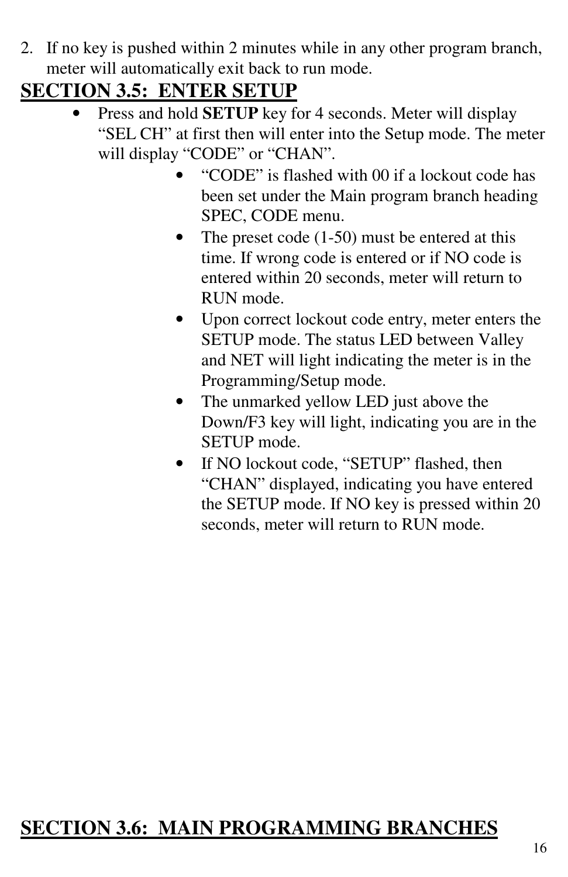2. If no key is pushed within 2 minutes while in any other program branch, meter will automatically exit back to run mode.

## SECTION 3.5: ENTER SETUP

- Press and hold **SETUP** key for 4 seconds. Meter will display “SEL CH” at first then will enter into the Setup mode. The meter will display “CODE” or “CHAN”.
  - “CODE” is flashed with 00 if a lockout code has been set under the Main program branch heading SPEC, CODE menu.
  - The preset code (1-50) must be entered at this time. If wrong code is entered or if NO code is entered within 20 seconds, meter will return to RUN mode.
  - Upon correct lockout code entry, meter enters the SETUP mode. The status LED between Valley and NET will light indicating the meter is in the Programming/Setup mode.
  - The unmarked yellow LED just above the Down/F3 key will light, indicating you are in the SETUP mode.
  - If NO lockout code, “SETUP” flashed, then “CHAN” displayed, indicating you have entered the SETUP mode. If NO key is pressed within 20 seconds, meter will return to RUN mode.

## SECTION 3.6: MAIN PROGRAMMING BRANCHES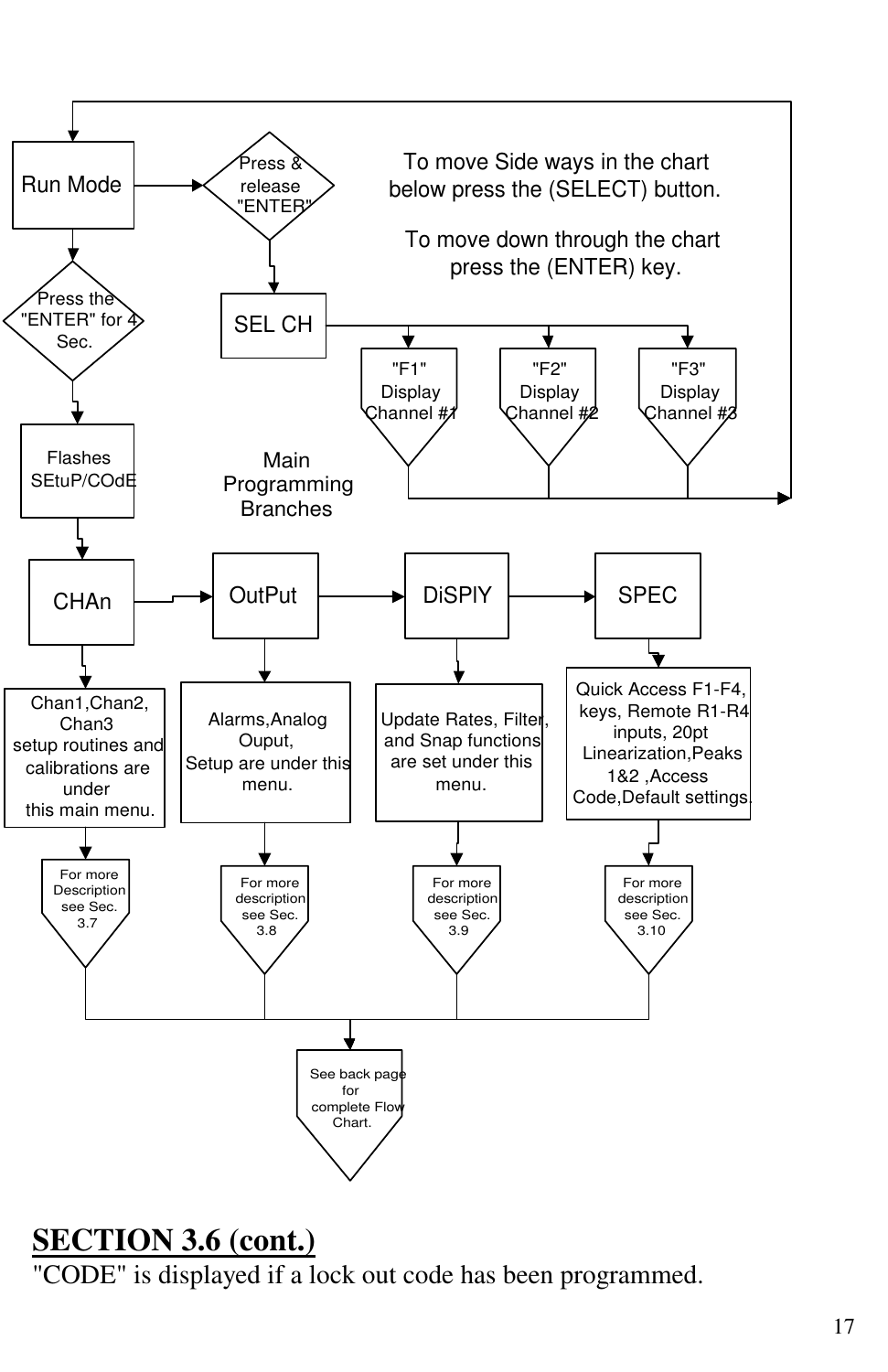Run Mode

Press & release "ENTER"

To move Side ways in the chart below press the (SELECT) button.

To move down through the chart press the (ENTER) key.

Press the "ENTER" for 4 Sec.

SEL CH

"F1" Display Channel #1

"F2" Display Channel #2

"F3" Display Channel #3

Flashes SEtuP/COdE

Main Programming Branches

CHAn

OutPut

DiSPlY

SPEC

Chan1,Chan2, Chan3 setup routines and calibrations are under this main menu.

Alarms,Analog Ouput, Setup are under this menu.

Update Rates, Filter, and Snap functions are set under this menu.

Quick Access F1-F4, keys, Remote R1-R4 inputs, 20pt Linearization,Peaks 1&2 ,Access Code,Default settings.

For more Description see Sec. 3.7

For more description see Sec. 3.8

For more description see Sec. 3.9

For more description see Sec. 3.10

See back page for complete Flow Chart.

## SECTION 3.6 (cont.)

"CODE" is displayed if a lock out code has been programmed.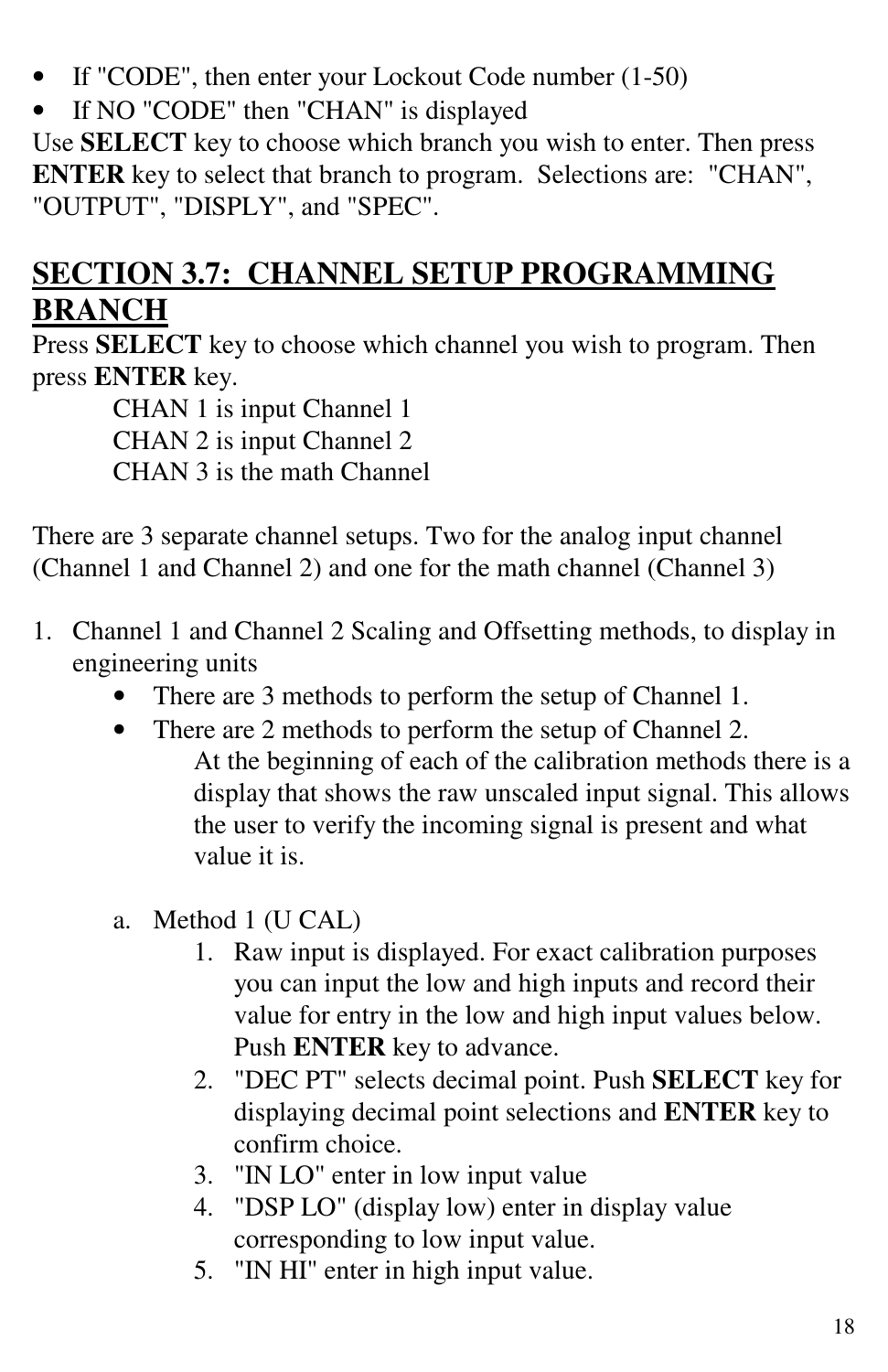- If "CODE", then enter your Lockout Code number (1-50)
- If NO "CODE" then "CHAN" is displayed

Use **SELECT** key to choose which branch you wish to enter. Then press **ENTER** key to select that branch to program. Selections are: "CHAN", "OUTPUT", "DISPLY", and "SPEC".

## SECTION 3.7: CHANNEL SETUP PROGRAMMING BRANCH

Press **SELECT** key to choose which channel you wish to program. Then press **ENTER** key.

CHAN 1 is input Channel 1
CHAN 2 is input Channel 2
CHAN 3 is the math Channel

There are 3 separate channel setups. Two for the analog input channel (Channel 1 and Channel 2) and one for the math channel (Channel 3)

1. Channel 1 and Channel 2 Scaling and Offsetting methods, to display in engineering units
   - There are 3 methods to perform the setup of Channel 1.
   - There are 2 methods to perform the setup of Channel 2.

     At the beginning of each of the calibration methods there is a display that shows the raw unscaled input signal. This allows the user to verify the incoming signal is present and what value it is.

   a. Method 1 (U CAL)
      1. Raw input is displayed. For exact calibration purposes you can input the low and high inputs and record their value for entry in the low and high input values below. Push **ENTER** key to advance.
      2. "DEC PT" selects decimal point. Push **SELECT** key for displaying decimal point selections and **ENTER** key to confirm choice.
      3. "IN LO" enter in low input value
      4. "DSP LO" (display low) enter in display value corresponding to low input value.
      5. "IN HI" enter in high input value.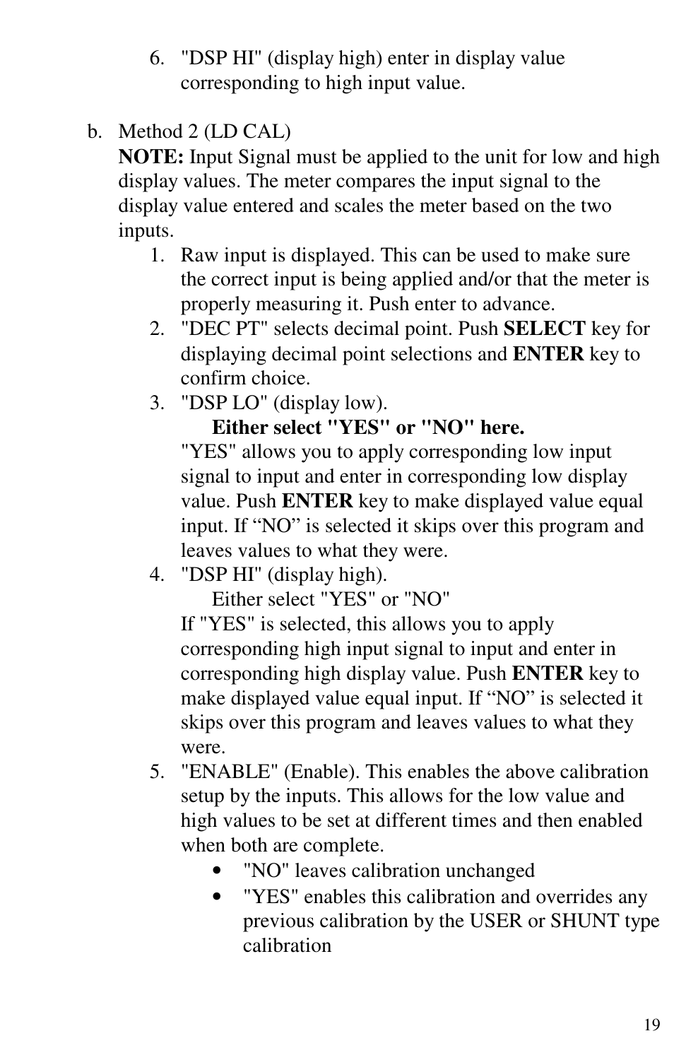6. "DSP HI" (display high) enter in display value corresponding to high input value.

b. Method 2 (LD CAL)
   **NOTE:** Input Signal must be applied to the unit for low and high display values. The meter compares the input signal to the display value entered and scales the meter based on the two inputs.
   1. Raw input is displayed. This can be used to make sure the correct input is being applied and/or that the meter is properly measuring it. Push enter to advance.
   2. "DEC PT" selects decimal point. Push **SELECT** key for displaying decimal point selections and **ENTER** key to confirm choice.
   3. "DSP LO" (display low).
      **Either select "YES" or "NO" here.**
      "YES" allows you to apply corresponding low input signal to input and enter in corresponding low display value. Push **ENTER** key to make displayed value equal input. If "NO" is selected it skips over this program and leaves values to what they were.
   4. "DSP HI" (display high).
      Either select "YES" or "NO"
      If "YES" is selected, this allows you to apply corresponding high input signal to input and enter in corresponding high display value. Push **ENTER** key to make displayed value equal input. If "NO" is selected it skips over this program and leaves values to what they were.
   5. "ENABLE" (Enable). This enables the above calibration setup by the inputs. This allows for the low value and high values to be set at different times and then enabled when both are complete.
      - "NO" leaves calibration unchanged
      - "YES" enables this calibration and overrides any previous calibration by the USER or SHUNT type calibration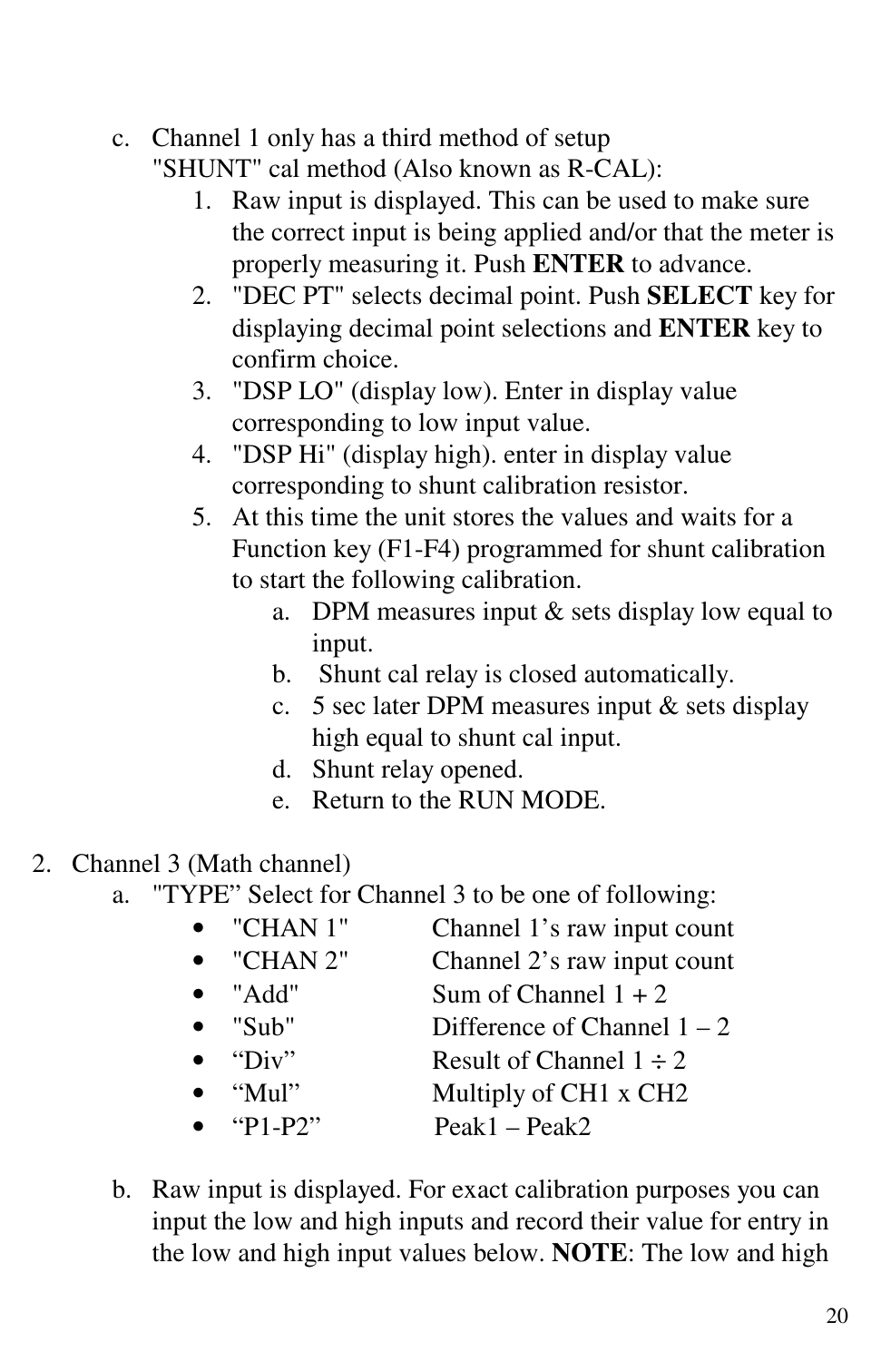c. Channel 1 only has a third method of setup
   "SHUNT" cal method (Also known as R-CAL):
   1. Raw input is displayed. This can be used to make sure the correct input is being applied and/or that the meter is properly measuring it. Push **ENTER** to advance.
   2. "DEC PT" selects decimal point. Push **SELECT** key for displaying decimal point selections and **ENTER** key to confirm choice.
   3. "DSP LO" (display low). Enter in display value corresponding to low input value.
   4. "DSP Hi" (display high). enter in display value corresponding to shunt calibration resistor.
   5. At this time the unit stores the values and waits for a Function key (F1-F4) programmed for shunt calibration to start the following calibration.
      a. DPM measures input & sets display low equal to input.
      b. Shunt cal relay is closed automatically.
      c. 5 sec later DPM measures input & sets display high equal to shunt cal input.
      d. Shunt relay opened.
      e. Return to the RUN MODE.

2. Channel 3 (Math channel)
   a. "TYPE" Select for Channel 3 to be one of following:
      - "CHAN 1" Channel 1's raw input count
      - "CHAN 2" Channel 2's raw input count
      - "Add" Sum of Channel 1 + 2
      - "Sub" Difference of Channel 1 – 2
      - "Div" Result of Channel 1 ÷ 2
      - "Mul" Multiply of CH1 x CH2
      - "P1-P2" Peak1 – Peak2

   b. Raw input is displayed. For exact calibration purposes you can input the low and high inputs and record their value for entry in the low and high input values below. **NOTE**: The low and high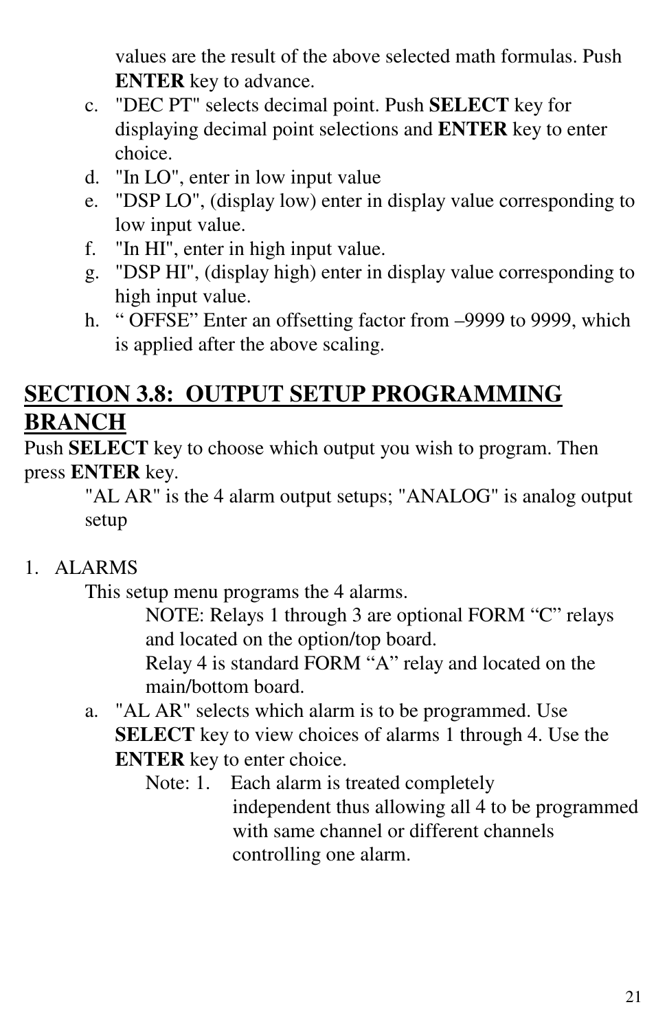values are the result of the above selected math formulas. Push **ENTER** key to advance.

c. "DEC PT" selects decimal point. Push **SELECT** key for displaying decimal point selections and **ENTER** key to enter choice.
d. "In LO", enter in low input value
e. "DSP LO", (display low) enter in display value corresponding to low input value.
f. "In HI", enter in high input value.
g. "DSP HI", (display high) enter in display value corresponding to high input value.
h. " OFFSE" Enter an offsetting factor from –9999 to 9999, which is applied after the above scaling.

## SECTION 3.8: OUTPUT SETUP PROGRAMMING BRANCH

Push **SELECT** key to choose which output you wish to program. Then press **ENTER** key.

"AL AR" is the 4 alarm output setups; "ANALOG" is analog output setup

1. ALARMS

   This setup menu programs the 4 alarms.

   NOTE: Relays 1 through 3 are optional FORM "C" relays and located on the option/top board.
   Relay 4 is standard FORM "A" relay and located on the main/bottom board.

   a. "AL AR" selects which alarm is to be programmed. Use **SELECT** key to view choices of alarms 1 through 4. Use the **ENTER** key to enter choice.

      Note: 1. Each alarm is treated completely independent thus allowing all 4 to be programmed with same channel or different channels controlling one alarm.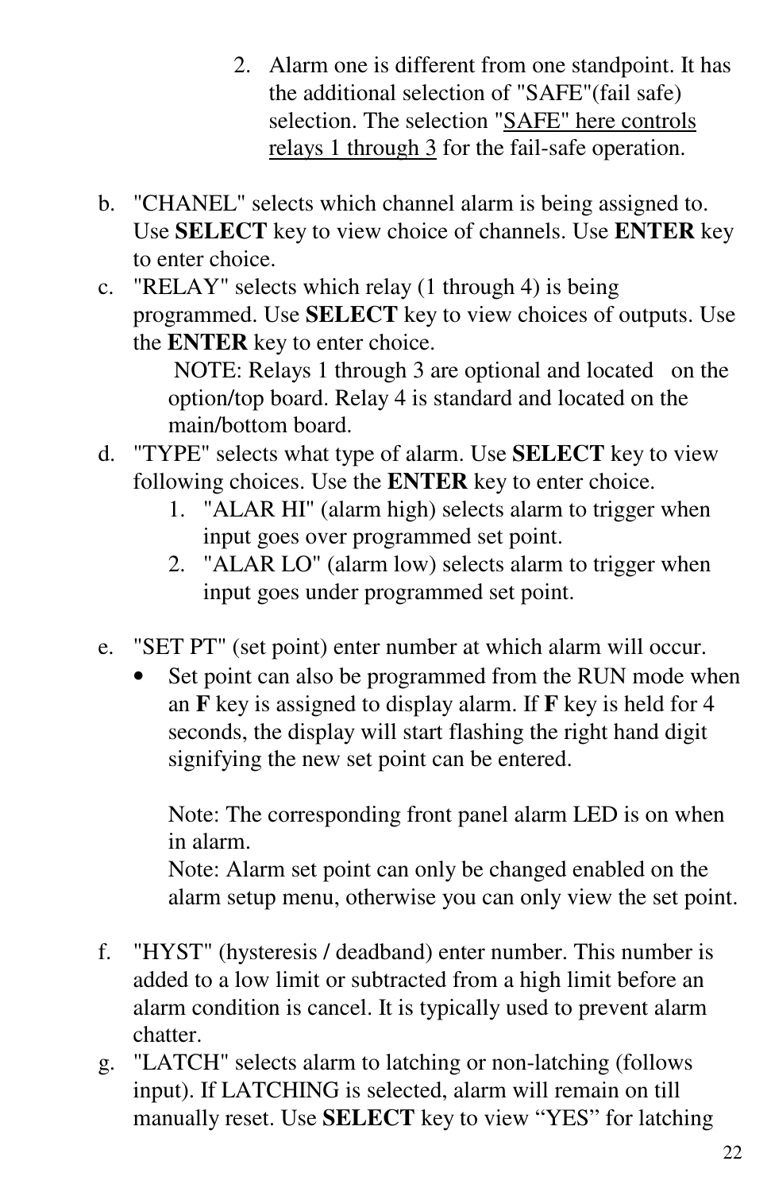2. Alarm one is different from one standpoint. It has the additional selection of "SAFE"(fail safe) selection. The selection "SAFE" here controls relays 1 through 3 for the fail-safe operation.

b. "CHANEL" selects which channel alarm is being assigned to. Use **SELECT** key to view choice of channels. Use **ENTER** key to enter choice.

c. "RELAY" selects which relay (1 through 4) is being programmed. Use **SELECT** key to view choices of outputs. Use the **ENTER** key to enter choice.

   NOTE: Relays 1 through 3 are optional and located on the option/top board. Relay 4 is standard and located on the main/bottom board.

d. "TYPE" selects what type of alarm. Use **SELECT** key to view following choices. Use the **ENTER** key to enter choice.
   1. "ALAR HI" (alarm high) selects alarm to trigger when input goes over programmed set point.
   2. "ALAR LO" (alarm low) selects alarm to trigger when input goes under programmed set point.

e. "SET PT" (set point) enter number at which alarm will occur.
   - Set point can also be programmed from the RUN mode when an **F** key is assigned to display alarm. If **F** key is held for 4 seconds, the display will start flashing the right hand digit signifying the new set point can be entered.

     Note: The corresponding front panel alarm LED is on when in alarm.
     Note: Alarm set point can only be changed enabled on the alarm setup menu, otherwise you can only view the set point.

f. "HYST" (hysteresis / deadband) enter number. This number is added to a low limit or subtracted from a high limit before an alarm condition is cancel. It is typically used to prevent alarm chatter.

g. "LATCH" selects alarm to latching or non-latching (follows input). If LATCHING is selected, alarm will remain on till manually reset. Use **SELECT** key to view "YES" for latching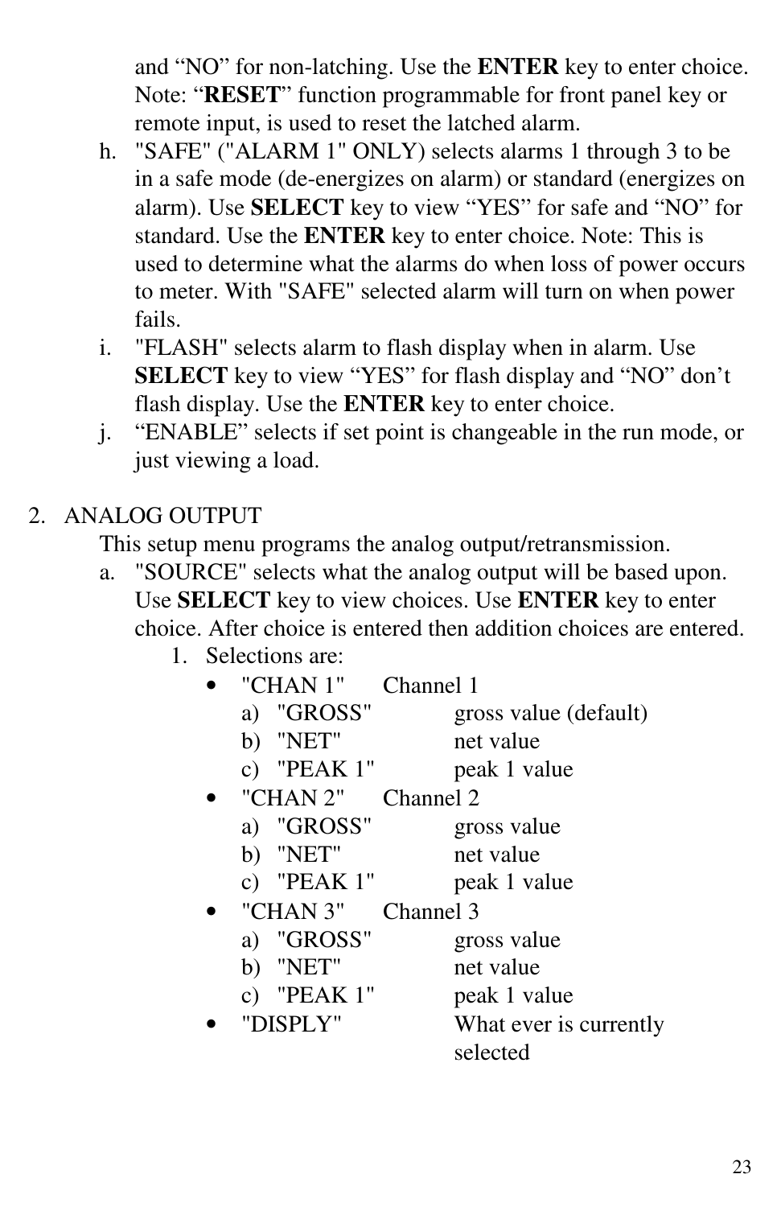and "NO" for non-latching. Use the **ENTER** key to enter choice. Note: "**RESET**" function programmable for front panel key or remote input, is used to reset the latched alarm.

h. "SAFE" ("ALARM 1" ONLY) selects alarms 1 through 3 to be in a safe mode (de-energizes on alarm) or standard (energizes on alarm). Use **SELECT** key to view "YES" for safe and "NO" for standard. Use the **ENTER** key to enter choice. Note: This is used to determine what the alarms do when loss of power occurs to meter. With "SAFE" selected alarm will turn on when power fails.

i. "FLASH" selects alarm to flash display when in alarm. Use **SELECT** key to view "YES" for flash display and "NO" don't flash display. Use the **ENTER** key to enter choice.

j. "ENABLE" selects if set point is changeable in the run mode, or just viewing a load.

2. ANALOG OUTPUT

   This setup menu programs the analog output/retransmission.

   a. "SOURCE" selects what the analog output will be based upon. Use **SELECT** key to view choices. Use **ENTER** key to enter choice. After choice is entered then addition choices are entered.

      1. Selections are:
         - "CHAN 1" Channel 1
           - a) "GROSS" gross value (default)
           - b) "NET" net value
           - c) "PEAK 1" peak 1 value
         - "CHAN 2" Channel 2
           - a) "GROSS" gross value
           - b) "NET" net value
           - c) "PEAK 1" peak 1 value
         - "CHAN 3" Channel 3
           - a) "GROSS" gross value
           - b) "NET" net value
           - c) "PEAK 1" peak 1 value
         - "DISPLY" What ever is currently selected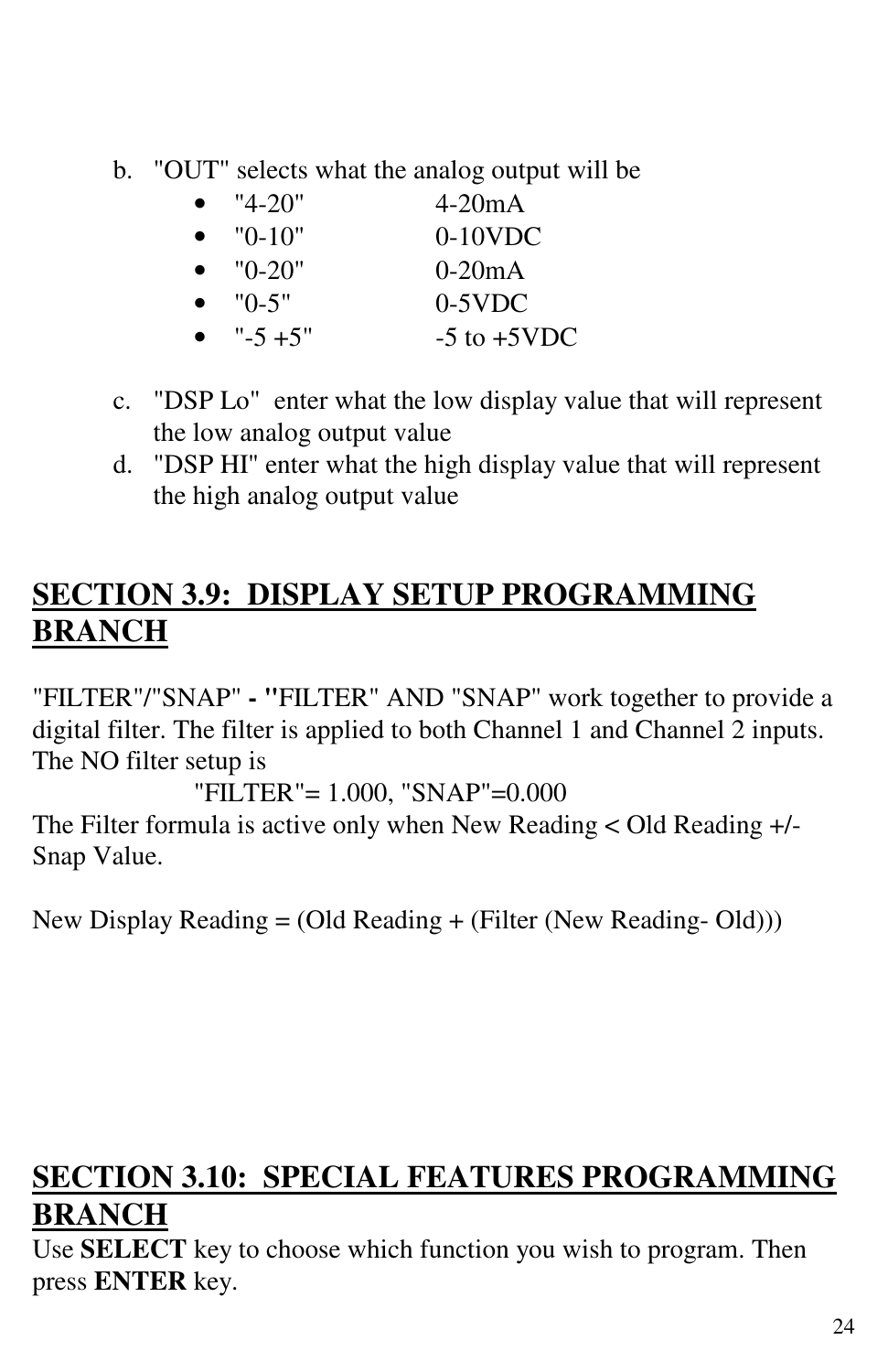b. "OUT" selects what the analog output will be
   - "4-20" 4-20mA
   - "0-10" 0-10VDC
   - "0-20" 0-20mA
   - "0-5" 0-5VDC
   - "-5 +5" -5 to +5VDC

c. "DSP Lo" enter what the low display value that will represent the low analog output value
d. "DSP HI" enter what the high display value that will represent the high analog output value

## SECTION 3.9: DISPLAY SETUP PROGRAMMING BRANCH

"FILTER"/"SNAP" **- "**FILTER" AND "SNAP" work together to provide a digital filter. The filter is applied to both Channel 1 and Channel 2 inputs. The NO filter setup is

"FILTER"= 1.000, "SNAP"=0.000

The Filter formula is active only when New Reading < Old Reading +/- Snap Value.

New Display Reading = (Old Reading + (Filter (New Reading- Old)))

## SECTION 3.10: SPECIAL FEATURES PROGRAMMING BRANCH

Use **SELECT** key to choose which function you wish to program. Then press **ENTER** key.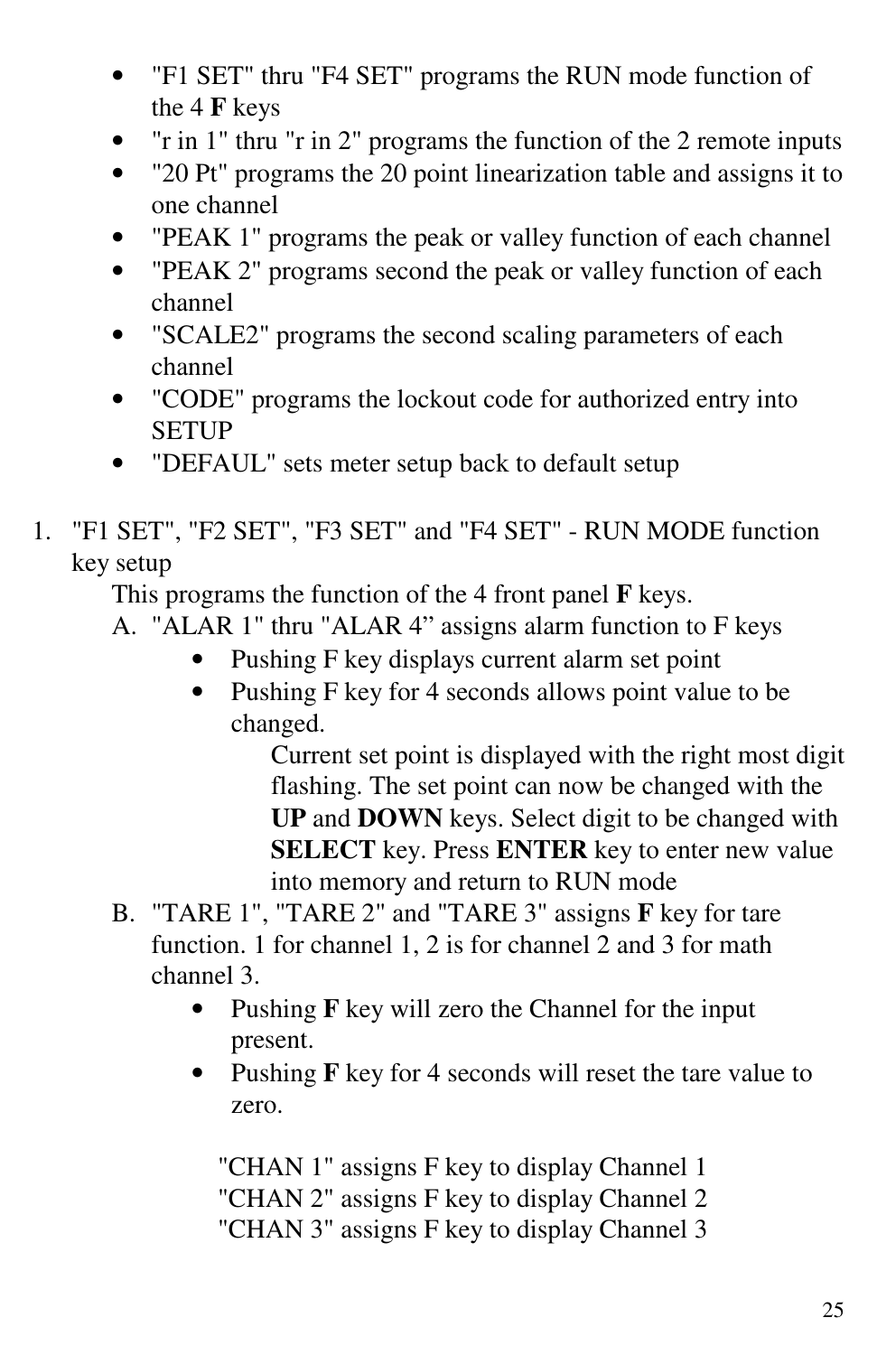- "F1 SET" thru "F4 SET" programs the RUN mode function of the 4 **F** keys
- "r in 1" thru "r in 2" programs the function of the 2 remote inputs
- "20 Pt" programs the 20 point linearization table and assigns it to one channel
- "PEAK 1" programs the peak or valley function of each channel
- "PEAK 2" programs second the peak or valley function of each channel
- "SCALE2" programs the second scaling parameters of each channel
- "CODE" programs the lockout code for authorized entry into SETUP
- "DEFAUL" sets meter setup back to default setup

1. "F1 SET", "F2 SET", "F3 SET" and "F4 SET" - RUN MODE function key setup

   This programs the function of the 4 front panel **F** keys.

   A. "ALAR 1" thru "ALAR 4" assigns alarm function to F keys
      - Pushing F key displays current alarm set point
      - Pushing F key for 4 seconds allows point value to be changed.

        Current set point is displayed with the right most digit flashing. The set point can now be changed with the **UP** and **DOWN** keys. Select digit to be changed with **SELECT** key. Press **ENTER** key to enter new value into memory and return to RUN mode

   B. "TARE 1", "TARE 2" and "TARE 3" assigns **F** key for tare function. 1 for channel 1, 2 is for channel 2 and 3 for math channel 3.
      - Pushing **F** key will zero the Channel for the input present.
      - Pushing **F** key for 4 seconds will reset the tare value to zero.

      "CHAN 1" assigns F key to display Channel 1
      "CHAN 2" assigns F key to display Channel 2
      "CHAN 3" assigns F key to display Channel 3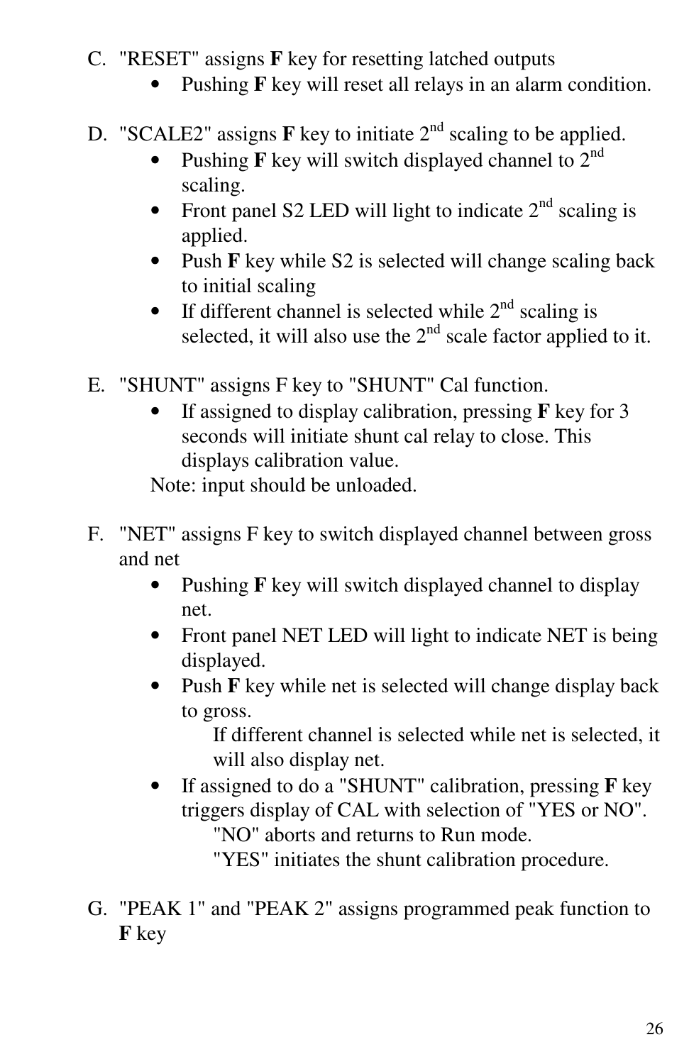C. "RESET" assigns **F** key for resetting latched outputs
   - Pushing **F** key will reset all relays in an alarm condition.

D. "SCALE2" assigns **F** key to initiate 2$^{nd}$ scaling to be applied.
   - Pushing **F** key will switch displayed channel to 2$^{nd}$ scaling.
   - Front panel S2 LED will light to indicate 2$^{nd}$ scaling is applied.
   - Push **F** key while S2 is selected will change scaling back to initial scaling
   - If different channel is selected while 2$^{nd}$ scaling is selected, it will also use the 2$^{nd}$ scale factor applied to it.

E. "SHUNT" assigns F key to "SHUNT" Cal function.
   - If assigned to display calibration, pressing **F** key for 3 seconds will initiate shunt cal relay to close. This displays calibration value.

   Note: input should be unloaded.

F. "NET" assigns F key to switch displayed channel between gross and net
   - Pushing **F** key will switch displayed channel to display net.
   - Front panel NET LED will light to indicate NET is being displayed.
   - Push **F** key while net is selected will change display back to gross.

     If different channel is selected while net is selected, it will also display net.
   - If assigned to do a "SHUNT" calibration, pressing **F** key triggers display of CAL with selection of "YES or NO".

     "NO" aborts and returns to Run mode.

     "YES" initiates the shunt calibration procedure.

G. "PEAK 1" and "PEAK 2" assigns programmed peak function to **F** key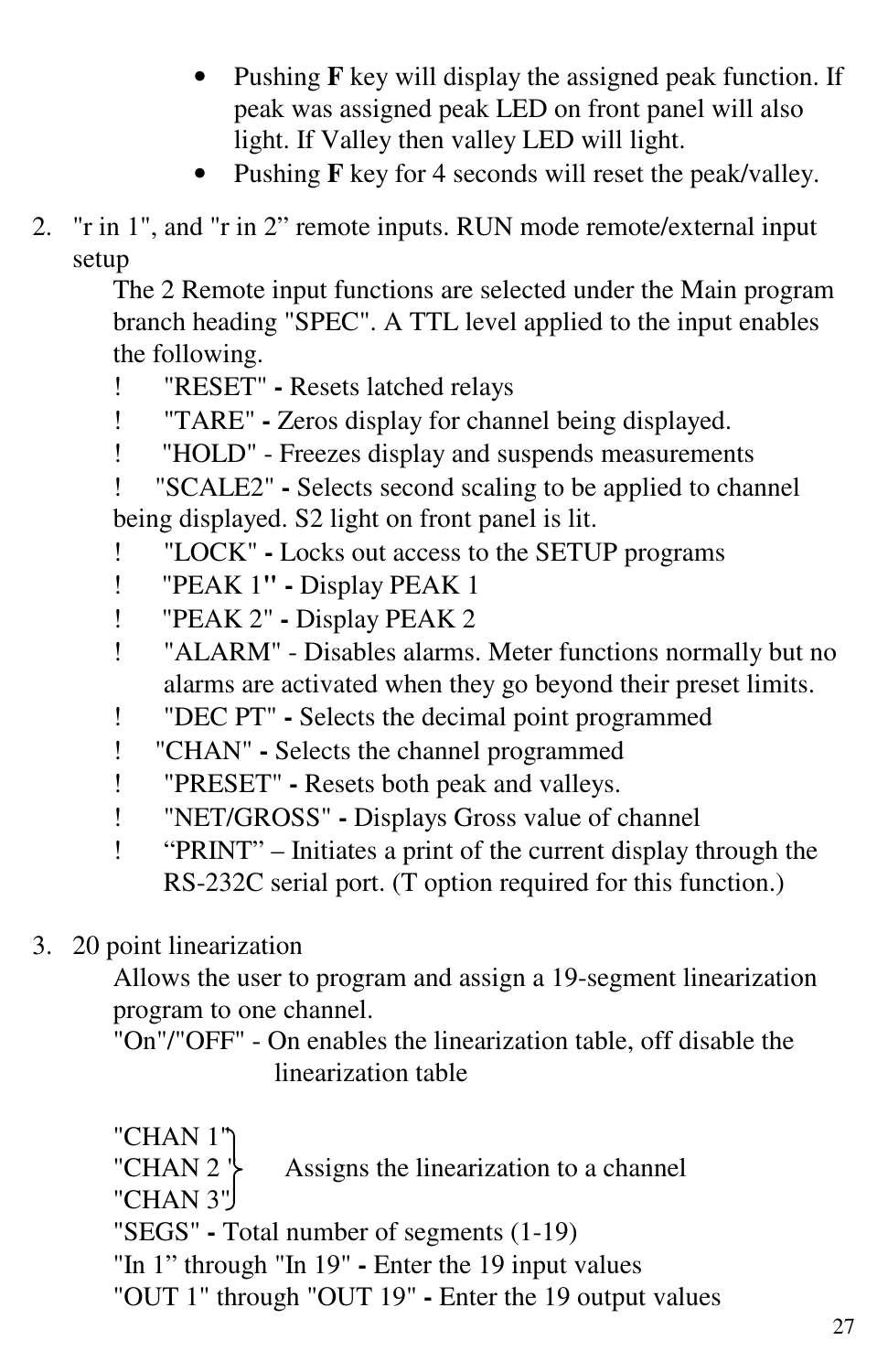- Pushing **F** key will display the assigned peak function. If peak was assigned peak LED on front panel will also light. If Valley then valley LED will light.
- Pushing **F** key for 4 seconds will reset the peak/valley.

2. "r in 1", and "r in 2" remote inputs. RUN mode remote/external input setup

   The 2 Remote input functions are selected under the Main program branch heading "SPEC". A TTL level applied to the input enables the following.

   ! "RESET" **-** Resets latched relays

   ! "TARE" **-** Zeros display for channel being displayed.

   ! "HOLD" - Freezes display and suspends measurements

   ! "SCALE2" **-** Selects second scaling to be applied to channel being displayed. S2 light on front panel is lit.

   ! "LOCK" **-** Locks out access to the SETUP programs

   ! "PEAK 1**"** **-** Display PEAK 1

   ! "PEAK 2" **-** Display PEAK 2

   ! "ALARM" - Disables alarms. Meter functions normally but no alarms are activated when they go beyond their preset limits.

   ! "DEC PT" **-** Selects the decimal point programmed

   ! "CHAN" **-** Selects the channel programmed

   ! "PRESET" **-** Resets both peak and valleys.

   ! "NET/GROSS" **-** Displays Gross value of channel

   ! "PRINT" – Initiates a print of the current display through the RS-232C serial port. (T option required for this function.)

3. 20 point linearization

   Allows the user to program and assign a 19-segment linearization program to one channel.

   "On"/"OFF" - On enables the linearization table, off disable the linearization table

   "CHAN 1"
   "CHAN 2" } Assigns the linearization to a channel
   "CHAN 3"

   "SEGS" **-** Total number of segments (1-19)

   "In 1" through "In 19" **-** Enter the 19 input values

   "OUT 1" through "OUT 19" **-** Enter the 19 output values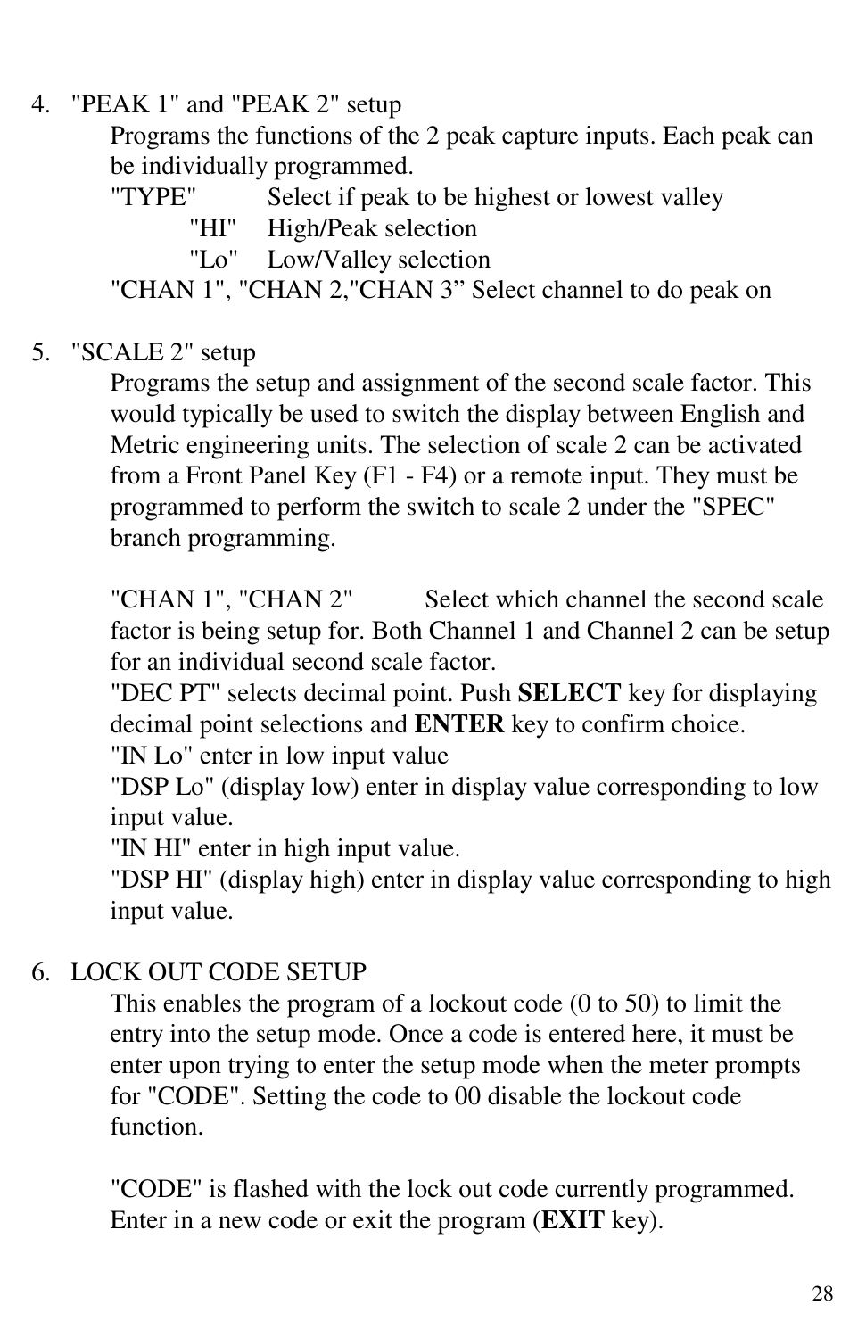4. "PEAK 1" and "PEAK 2" setup

   Programs the functions of the 2 peak capture inputs. Each peak can be individually programmed.

   "TYPE" Select if peak to be highest or lowest valley

   - "HI" High/Peak selection
   - "Lo" Low/Valley selection

   "CHAN 1", "CHAN 2,"CHAN 3" Select channel to do peak on

5. "SCALE 2" setup

   Programs the setup and assignment of the second scale factor. This would typically be used to switch the display between English and Metric engineering units. The selection of scale 2 can be activated from a Front Panel Key (F1 - F4) or a remote input. They must be programmed to perform the switch to scale 2 under the "SPEC" branch programming.

   "CHAN 1", "CHAN 2" Select which channel the second scale factor is being setup for. Both Channel 1 and Channel 2 can be setup for an individual second scale factor.

   "DEC PT" selects decimal point. Push **SELECT** key for displaying decimal point selections and **ENTER** key to confirm choice.

   "IN Lo" enter in low input value

   "DSP Lo" (display low) enter in display value corresponding to low input value.

   "IN HI" enter in high input value.

   "DSP HI" (display high) enter in display value corresponding to high input value.

6. LOCK OUT CODE SETUP

   This enables the program of a lockout code (0 to 50) to limit the entry into the setup mode. Once a code is entered here, it must be enter upon trying to enter the setup mode when the meter prompts for "CODE". Setting the code to 00 disable the lockout code function.

   "CODE" is flashed with the lock out code currently programmed. Enter in a new code or exit the program (**EXIT** key).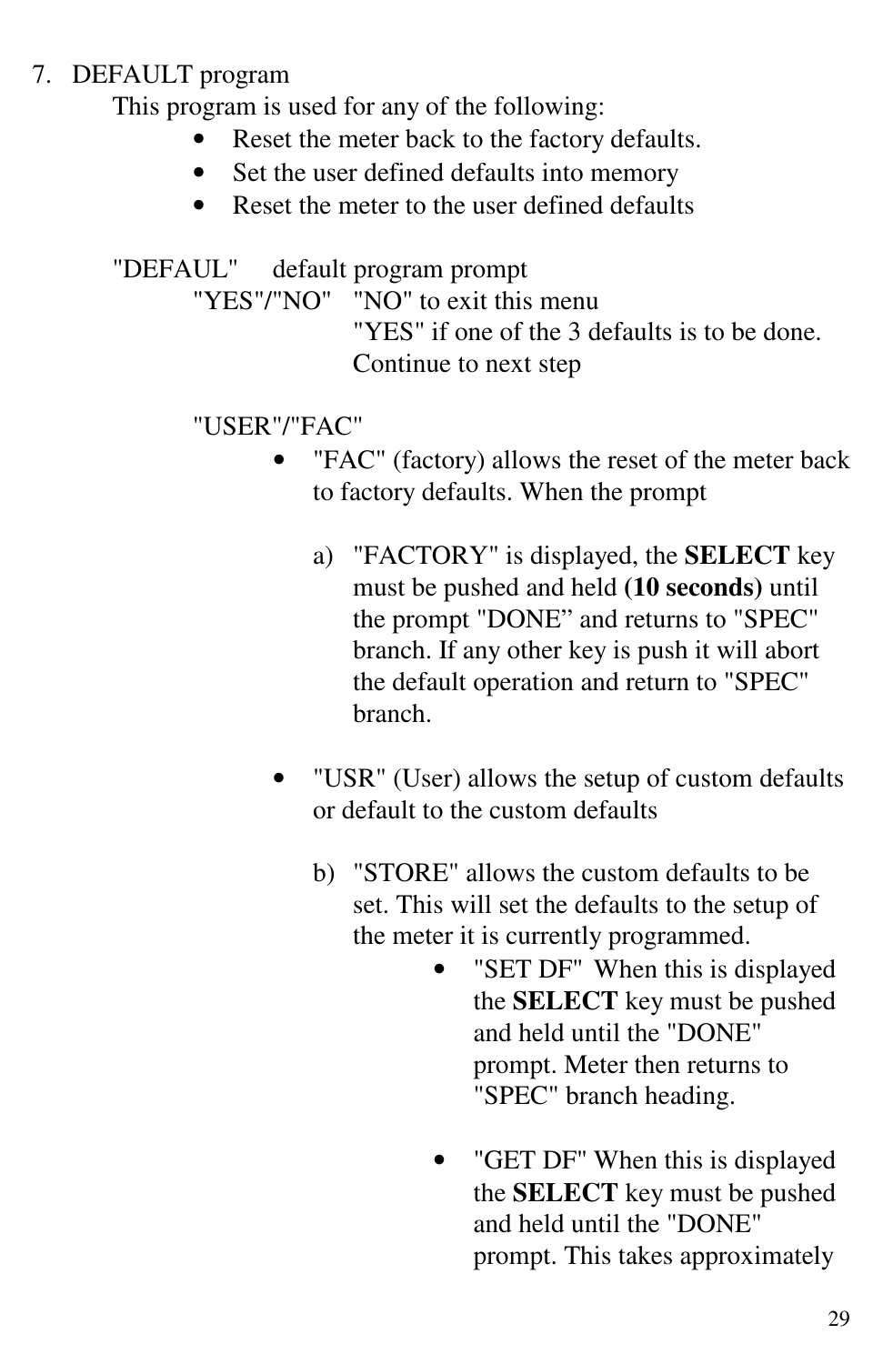7. DEFAULT program

   This program is used for any of the following:

   - Reset the meter back to the factory defaults.
   - Set the user defined defaults into memory
   - Reset the meter to the user defined defaults

   "DEFAUL" default program prompt

   "YES"/"NO" "NO" to exit this menu
   "YES" if one of the 3 defaults is to be done. Continue to next step

   "USER"/"FAC"

   - "FAC" (factory) allows the reset of the meter back to factory defaults. When the prompt

     a) "FACTORY" is displayed, the **SELECT** key must be pushed and held **(10 seconds)** until the prompt "DONE" and returns to "SPEC" branch. If any other key is push it will abort the default operation and return to "SPEC" branch.

   - "USR" (User) allows the setup of custom defaults or default to the custom defaults

     b) "STORE" allows the custom defaults to be set. This will set the defaults to the setup of the meter it is currently programmed.

        - "SET DF" When this is displayed the **SELECT** key must be pushed and held until the "DONE" prompt. Meter then returns to "SPEC" branch heading.

        - "GET DF" When this is displayed the **SELECT** key must be pushed and held until the "DONE" prompt. This takes approximately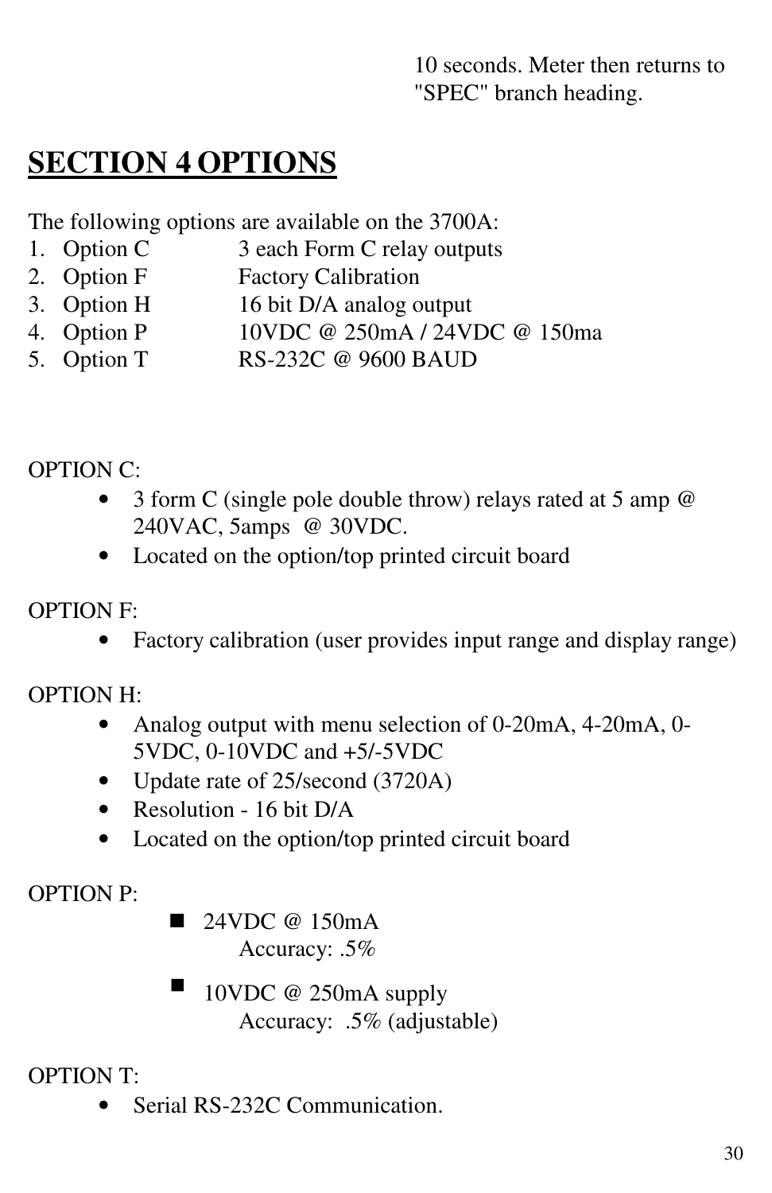10 seconds. Meter then returns to "SPEC" branch heading.

# SECTION 4 OPTIONS

The following options are available on the 3700A:

1. Option C — 3 each Form C relay outputs
2. Option F — Factory Calibration
3. Option H — 16 bit D/A analog output
4. Option P — 10VDC @ 250mA / 24VDC @ 150ma
5. Option T — RS-232C @ 9600 BAUD

OPTION C:

- 3 form C (single pole double throw) relays rated at 5 amp @ 240VAC, 5amps @ 30VDC.
- Located on the option/top printed circuit board

OPTION F:

- Factory calibration (user provides input range and display range)

OPTION H:

- Analog output with menu selection of 0-20mA, 4-20mA, 0-5VDC, 0-10VDC and +5/-5VDC
- Update rate of 25/second (3720A)
- Resolution - 16 bit D/A
- Located on the option/top printed circuit board

OPTION P:

- 24VDC @ 150mA
  Accuracy: .5%
- 10VDC @ 250mA supply
  Accuracy: .5% (adjustable)

OPTION T:

- Serial RS-232C Communication.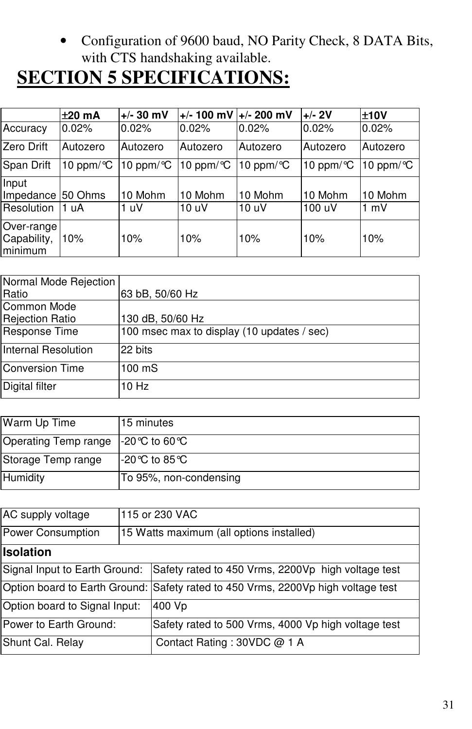- Configuration of 9600 baud, NO Parity Check, 8 DATA Bits, with CTS handshaking available.

# SECTION 5 SPECIFICATIONS:

| | ±20 mA | +/- 30 mV | +/- 100 mV | +/- 200 mV | +/- 2V | ±10V |
|---|---|---|---|---|---|---|
| Accuracy | 0.02% | 0.02% | 0.02% | 0.02% | 0.02% | 0.02% |
| Zero Drift | Autozero | Autozero | Autozero | Autozero | Autozero | Autozero |
| Span Drift | 10 ppm/°C | 10 ppm/°C | 10 ppm/°C | 10 ppm/°C | 10 ppm/°C | 10 ppm/°C |
| Input Impedance | 50 Ohms | 10 Mohm | 10 Mohm | 10 Mohm | 10 Mohm | 10 Mohm |
| Resolution | 1 uA | 1 uV | 10 uV | 10 uV | 100 uV | 1 mV |
| Over-range Capability, minimum | 10% | 10% | 10% | 10% | 10% | 10% |

| | |
|---|---|
| Normal Mode Rejection Ratio | 63 bB, 50/60 Hz |
| Common Mode Rejection Ratio | 130 dB, 50/60 Hz |
| Response Time | 100 msec max to display (10 updates / sec) |
| Internal Resolution | 22 bits |
| Conversion Time | 100 mS |
| Digital filter | 10 Hz |

| | |
|---|---|
| Warm Up Time | 15 minutes |
| Operating Temp range | -20°C to 60°C |
| Storage Temp range | -20°C to 85°C |
| Humidity | To 95%, non-condensing |

| | |
|---|---|
| AC supply voltage | 115 or 230 VAC |
| Power Consumption | 15 Watts maximum (all options installed) |
| **Isolation** | |
| Signal Input to Earth Ground: | Safety rated to 450 Vrms, 2200Vp high voltage test |
| Option board to Earth Ground: | Safety rated to 450 Vrms, 2200Vp high voltage test |
| Option board to Signal Input: | 400 Vp |
| Power to Earth Ground: | Safety rated to 500 Vrms, 4000 Vp high voltage test |
| Shunt Cal. Relay | Contact Rating : 30VDC @ 1 A |